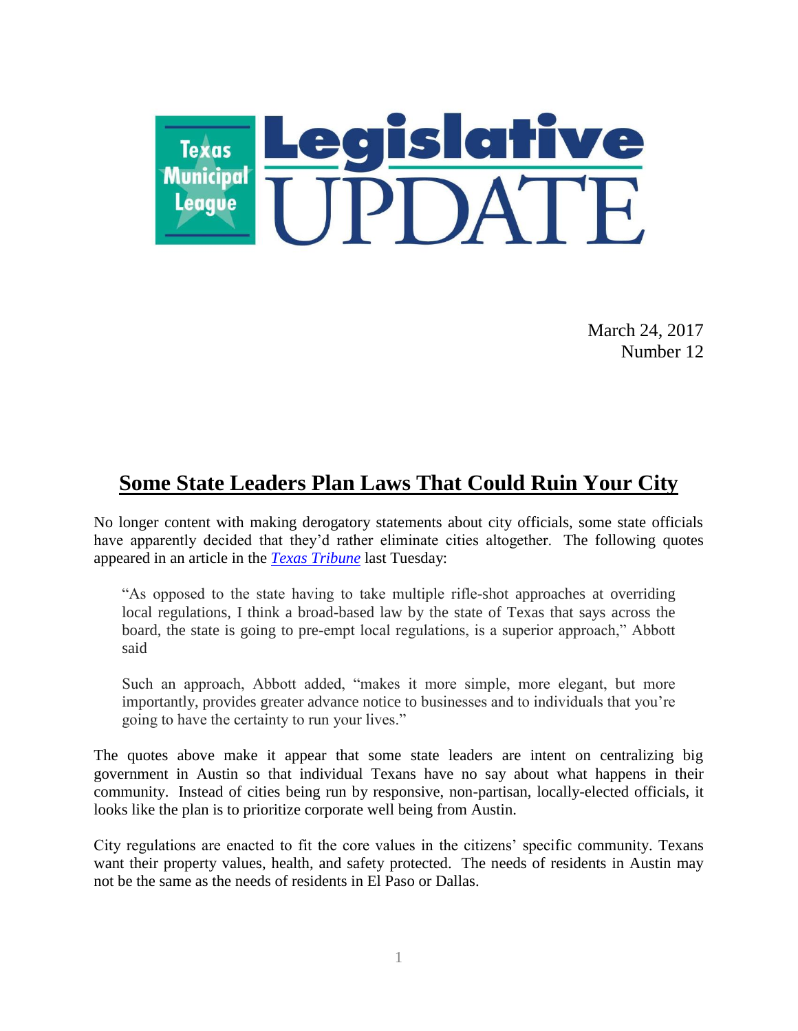# Texas Municipal League Legislative UPDATE

March 24, 2017
Number 12

## Some State Leaders Plan Laws That Could Ruin Your City

No longer content with making derogatory statements about city officials, some state officials have apparently decided that they'd rather eliminate cities altogether. The following quotes appeared in an article in the *Texas Tribune* last Tuesday:

> "As opposed to the state having to take multiple rifle-shot approaches at overriding local regulations, I think a broad-based law by the state of Texas that says across the board, the state is going to pre-empt local regulations, is a superior approach," Abbott said
>
> Such an approach, Abbott added, "makes it more simple, more elegant, but more importantly, provides greater advance notice to businesses and to individuals that you're going to have the certainty to run your lives."

The quotes above make it appear that some state leaders are intent on centralizing big government in Austin so that individual Texans have no say about what happens in their community. Instead of cities being run by responsive, non-partisan, locally-elected officials, it looks like the plan is to prioritize corporate well being from Austin.

City regulations are enacted to fit the core values in the citizens' specific community. Texans want their property values, health, and safety protected. The needs of residents in Austin may not be the same as the needs of residents in El Paso or Dallas.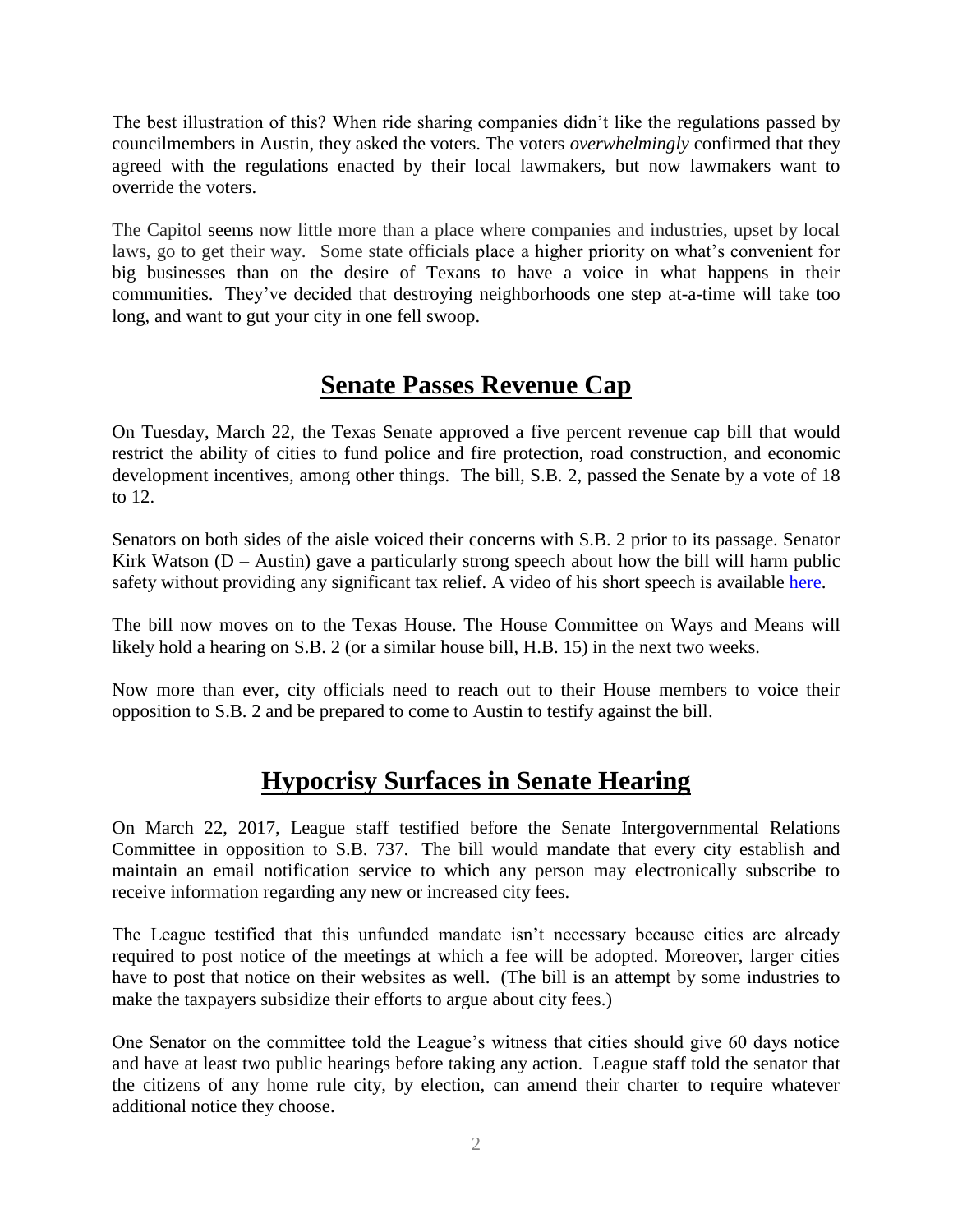The best illustration of this? When ride sharing companies didn't like the regulations passed by councilmembers in Austin, they asked the voters. The voters *overwhelmingly* confirmed that they agreed with the regulations enacted by their local lawmakers, but now lawmakers want to override the voters.

The Capitol seems now little more than a place where companies and industries, upset by local laws, go to get their way. Some state officials place a higher priority on what's convenient for big businesses than on the desire of Texans to have a voice in what happens in their communities. They've decided that destroying neighborhoods one step at-a-time will take too long, and want to gut your city in one fell swoop.

## Senate Passes Revenue Cap

On Tuesday, March 22, the Texas Senate approved a five percent revenue cap bill that would restrict the ability of cities to fund police and fire protection, road construction, and economic development incentives, among other things. The bill, S.B. 2, passed the Senate by a vote of 18 to 12.

Senators on both sides of the aisle voiced their concerns with S.B. 2 prior to its passage. Senator Kirk Watson (D – Austin) gave a particularly strong speech about how the bill will harm public safety without providing any significant tax relief. A video of his short speech is available here.

The bill now moves on to the Texas House. The House Committee on Ways and Means will likely hold a hearing on S.B. 2 (or a similar house bill, H.B. 15) in the next two weeks.

Now more than ever, city officials need to reach out to their House members to voice their opposition to S.B. 2 and be prepared to come to Austin to testify against the bill.

## Hypocrisy Surfaces in Senate Hearing

On March 22, 2017, League staff testified before the Senate Intergovernmental Relations Committee in opposition to S.B. 737. The bill would mandate that every city establish and maintain an email notification service to which any person may electronically subscribe to receive information regarding any new or increased city fees.

The League testified that this unfunded mandate isn't necessary because cities are already required to post notice of the meetings at which a fee will be adopted. Moreover, larger cities have to post that notice on their websites as well. (The bill is an attempt by some industries to make the taxpayers subsidize their efforts to argue about city fees.)

One Senator on the committee told the League's witness that cities should give 60 days notice and have at least two public hearings before taking any action. League staff told the senator that the citizens of any home rule city, by election, can amend their charter to require whatever additional notice they choose.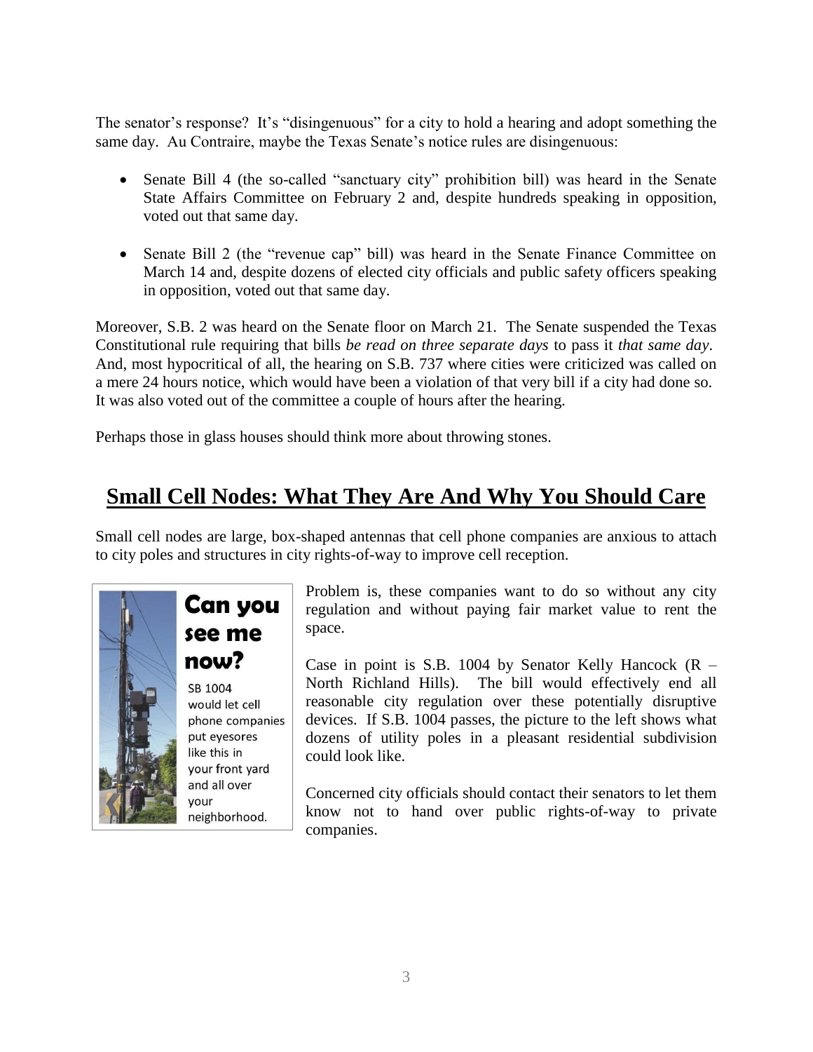The senator's response? It's "disingenuous" for a city to hold a hearing and adopt something the same day. Au Contraire, maybe the Texas Senate's notice rules are disingenuous:

- Senate Bill 4 (the so-called "sanctuary city" prohibition bill) was heard in the Senate State Affairs Committee on February 2 and, despite hundreds speaking in opposition, voted out that same day.
- Senate Bill 2 (the "revenue cap" bill) was heard in the Senate Finance Committee on March 14 and, despite dozens of elected city officials and public safety officers speaking in opposition, voted out that same day.

Moreover, S.B. 2 was heard on the Senate floor on March 21. The Senate suspended the Texas Constitutional rule requiring that bills *be read on three separate days* to pass it *that same day*. And, most hypocritical of all, the hearing on S.B. 737 where cities were criticized was called on a mere 24 hours notice, which would have been a violation of that very bill if a city had done so. It was also voted out of the committee a couple of hours after the hearing.

Perhaps those in glass houses should think more about throwing stones.

## Small Cell Nodes: What They Are And Why You Should Care

Small cell nodes are large, box-shaped antennas that cell phone companies are anxious to attach to city poles and structures in city rights-of-way to improve cell reception.

**Can you see me now?**

SB 1004 would let cell phone companies put eyesores like this in your front yard and all over your neighborhood.

Problem is, these companies want to do so without any city regulation and without paying fair market value to rent the space.

Case in point is S.B. 1004 by Senator Kelly Hancock (R – North Richland Hills). The bill would effectively end all reasonable city regulation over these potentially disruptive devices. If S.B. 1004 passes, the picture to the left shows what dozens of utility poles in a pleasant residential subdivision could look like.

Concerned city officials should contact their senators to let them know not to hand over public rights-of-way to private companies.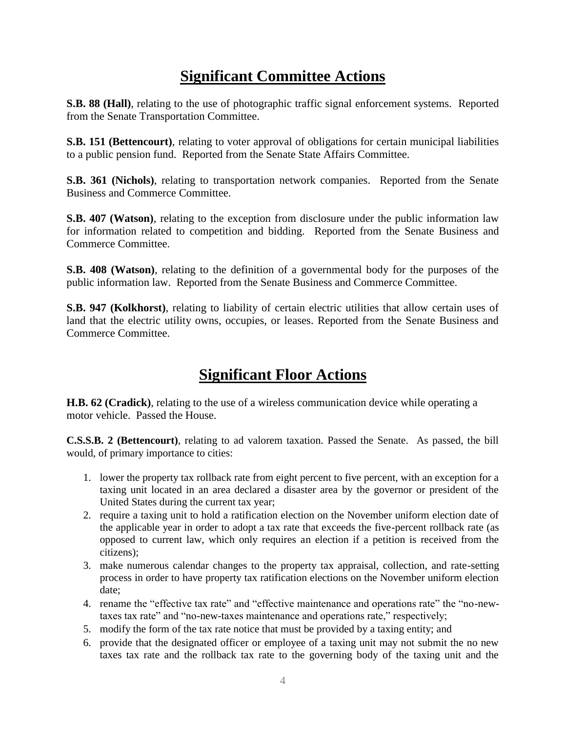## Significant Committee Actions

**S.B. 88 (Hall)**, relating to the use of photographic traffic signal enforcement systems. Reported from the Senate Transportation Committee.

**S.B. 151 (Bettencourt)**, relating to voter approval of obligations for certain municipal liabilities to a public pension fund. Reported from the Senate State Affairs Committee.

**S.B. 361 (Nichols)**, relating to transportation network companies. Reported from the Senate Business and Commerce Committee.

**S.B. 407 (Watson)**, relating to the exception from disclosure under the public information law for information related to competition and bidding. Reported from the Senate Business and Commerce Committee.

**S.B. 408 (Watson)**, relating to the definition of a governmental body for the purposes of the public information law. Reported from the Senate Business and Commerce Committee.

**S.B. 947 (Kolkhorst)**, relating to liability of certain electric utilities that allow certain uses of land that the electric utility owns, occupies, or leases. Reported from the Senate Business and Commerce Committee.

## Significant Floor Actions

**H.B. 62 (Cradick)**, relating to the use of a wireless communication device while operating a motor vehicle. Passed the House.

**C.S.S.B. 2 (Bettencourt)**, relating to ad valorem taxation. Passed the Senate. As passed, the bill would, of primary importance to cities:

1. lower the property tax rollback rate from eight percent to five percent, with an exception for a taxing unit located in an area declared a disaster area by the governor or president of the United States during the current tax year;
2. require a taxing unit to hold a ratification election on the November uniform election date of the applicable year in order to adopt a tax rate that exceeds the five-percent rollback rate (as opposed to current law, which only requires an election if a petition is received from the citizens);
3. make numerous calendar changes to the property tax appraisal, collection, and rate-setting process in order to have property tax ratification elections on the November uniform election date;
4. rename the "effective tax rate" and "effective maintenance and operations rate" the "no-new-taxes tax rate" and "no-new-taxes maintenance and operations rate," respectively;
5. modify the form of the tax rate notice that must be provided by a taxing entity; and
6. provide that the designated officer or employee of a taxing unit may not submit the no new taxes tax rate and the rollback tax rate to the governing body of the taxing unit and the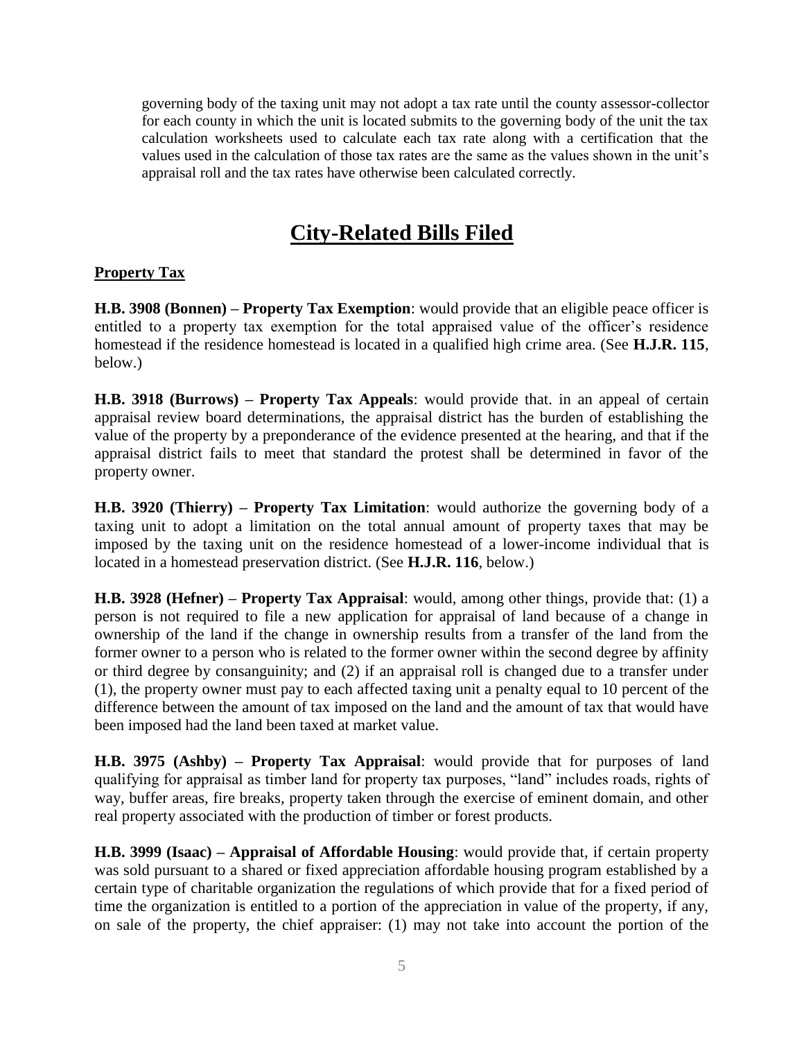governing body of the taxing unit may not adopt a tax rate until the county assessor-collector for each county in which the unit is located submits to the governing body of the unit the tax calculation worksheets used to calculate each tax rate along with a certification that the values used in the calculation of those tax rates are the same as the values shown in the unit's appraisal roll and the tax rates have otherwise been calculated correctly.

# City-Related Bills Filed

## Property Tax

**H.B. 3908 (Bonnen) – Property Tax Exemption**: would provide that an eligible peace officer is entitled to a property tax exemption for the total appraised value of the officer's residence homestead if the residence homestead is located in a qualified high crime area. (See **H.J.R. 115**, below.)

**H.B. 3918 (Burrows) – Property Tax Appeals**: would provide that. in an appeal of certain appraisal review board determinations, the appraisal district has the burden of establishing the value of the property by a preponderance of the evidence presented at the hearing, and that if the appraisal district fails to meet that standard the protest shall be determined in favor of the property owner.

**H.B. 3920 (Thierry) – Property Tax Limitation**: would authorize the governing body of a taxing unit to adopt a limitation on the total annual amount of property taxes that may be imposed by the taxing unit on the residence homestead of a lower-income individual that is located in a homestead preservation district. (See **H.J.R. 116**, below.)

**H.B. 3928 (Hefner) – Property Tax Appraisal**: would, among other things, provide that: (1) a person is not required to file a new application for appraisal of land because of a change in ownership of the land if the change in ownership results from a transfer of the land from the former owner to a person who is related to the former owner within the second degree by affinity or third degree by consanguinity; and (2) if an appraisal roll is changed due to a transfer under (1), the property owner must pay to each affected taxing unit a penalty equal to 10 percent of the difference between the amount of tax imposed on the land and the amount of tax that would have been imposed had the land been taxed at market value.

**H.B. 3975 (Ashby) – Property Tax Appraisal**: would provide that for purposes of land qualifying for appraisal as timber land for property tax purposes, "land" includes roads, rights of way, buffer areas, fire breaks, property taken through the exercise of eminent domain, and other real property associated with the production of timber or forest products.

**H.B. 3999 (Isaac) – Appraisal of Affordable Housing**: would provide that, if certain property was sold pursuant to a shared or fixed appreciation affordable housing program established by a certain type of charitable organization the regulations of which provide that for a fixed period of time the organization is entitled to a portion of the appreciation in value of the property, if any, on sale of the property, the chief appraiser: (1) may not take into account the portion of the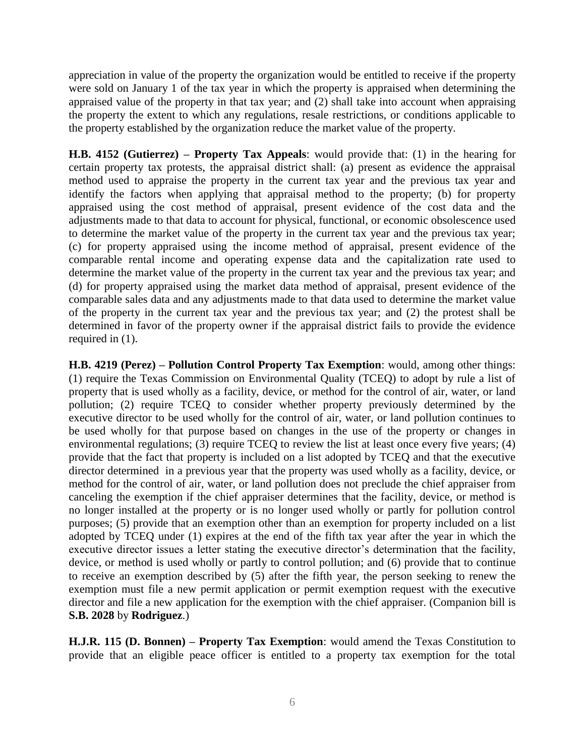appreciation in value of the property the organization would be entitled to receive if the property were sold on January 1 of the tax year in which the property is appraised when determining the appraised value of the property in that tax year; and (2) shall take into account when appraising the property the extent to which any regulations, resale restrictions, or conditions applicable to the property established by the organization reduce the market value of the property.

**H.B. 4152 (Gutierrez) – Property Tax Appeals**: would provide that: (1) in the hearing for certain property tax protests, the appraisal district shall: (a) present as evidence the appraisal method used to appraise the property in the current tax year and the previous tax year and identify the factors when applying that appraisal method to the property; (b) for property appraised using the cost method of appraisal, present evidence of the cost data and the adjustments made to that data to account for physical, functional, or economic obsolescence used to determine the market value of the property in the current tax year and the previous tax year; (c) for property appraised using the income method of appraisal, present evidence of the comparable rental income and operating expense data and the capitalization rate used to determine the market value of the property in the current tax year and the previous tax year; and (d) for property appraised using the market data method of appraisal, present evidence of the comparable sales data and any adjustments made to that data used to determine the market value of the property in the current tax year and the previous tax year; and (2) the protest shall be determined in favor of the property owner if the appraisal district fails to provide the evidence required in (1).

**H.B. 4219 (Perez) – Pollution Control Property Tax Exemption**: would, among other things: (1) require the Texas Commission on Environmental Quality (TCEQ) to adopt by rule a list of property that is used wholly as a facility, device, or method for the control of air, water, or land pollution; (2) require TCEQ to consider whether property previously determined by the executive director to be used wholly for the control of air, water, or land pollution continues to be used wholly for that purpose based on changes in the use of the property or changes in environmental regulations; (3) require TCEQ to review the list at least once every five years; (4) provide that the fact that property is included on a list adopted by TCEQ and that the executive director determined in a previous year that the property was used wholly as a facility, device, or method for the control of air, water, or land pollution does not preclude the chief appraiser from canceling the exemption if the chief appraiser determines that the facility, device, or method is no longer installed at the property or is no longer used wholly or partly for pollution control purposes; (5) provide that an exemption other than an exemption for property included on a list adopted by TCEQ under (1) expires at the end of the fifth tax year after the year in which the executive director issues a letter stating the executive director's determination that the facility, device, or method is used wholly or partly to control pollution; and (6) provide that to continue to receive an exemption described by (5) after the fifth year, the person seeking to renew the exemption must file a new permit application or permit exemption request with the executive director and file a new application for the exemption with the chief appraiser. (Companion bill is **S.B. 2028** by **Rodriguez**.)

**H.J.R. 115 (D. Bonnen) – Property Tax Exemption**: would amend the Texas Constitution to provide that an eligible peace officer is entitled to a property tax exemption for the total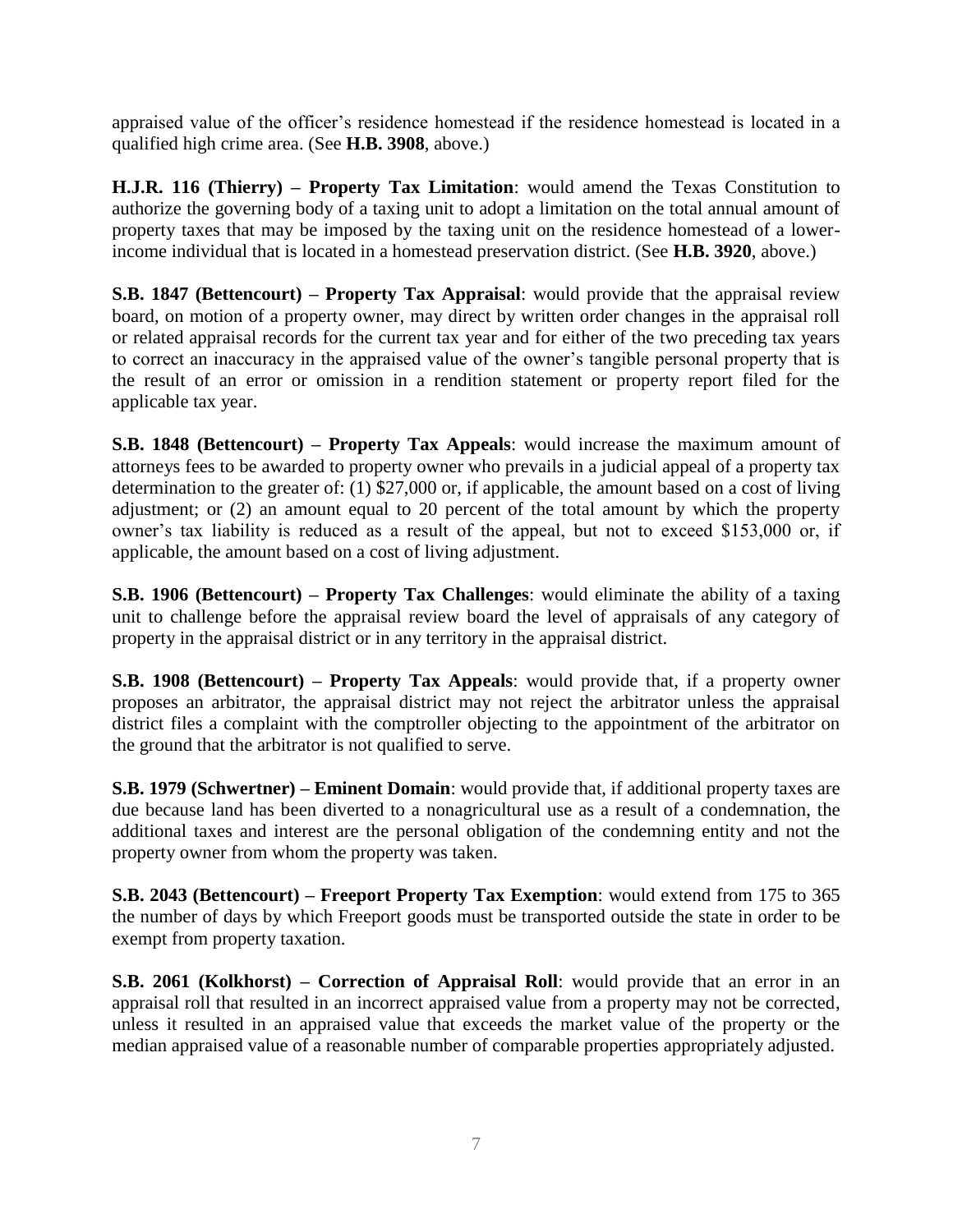appraised value of the officer's residence homestead if the residence homestead is located in a qualified high crime area. (See **H.B. 3908**, above.)

**H.J.R. 116 (Thierry) – Property Tax Limitation**: would amend the Texas Constitution to authorize the governing body of a taxing unit to adopt a limitation on the total annual amount of property taxes that may be imposed by the taxing unit on the residence homestead of a lower-income individual that is located in a homestead preservation district. (See **H.B. 3920**, above.)

**S.B. 1847 (Bettencourt) – Property Tax Appraisal**: would provide that the appraisal review board, on motion of a property owner, may direct by written order changes in the appraisal roll or related appraisal records for the current tax year and for either of the two preceding tax years to correct an inaccuracy in the appraised value of the owner's tangible personal property that is the result of an error or omission in a rendition statement or property report filed for the applicable tax year.

**S.B. 1848 (Bettencourt) – Property Tax Appeals**: would increase the maximum amount of attorneys fees to be awarded to property owner who prevails in a judicial appeal of a property tax determination to the greater of: (1) $27,000 or, if applicable, the amount based on a cost of living adjustment; or (2) an amount equal to 20 percent of the total amount by which the property owner's tax liability is reduced as a result of the appeal, but not to exceed $153,000 or, if applicable, the amount based on a cost of living adjustment.

**S.B. 1906 (Bettencourt) – Property Tax Challenges**: would eliminate the ability of a taxing unit to challenge before the appraisal review board the level of appraisals of any category of property in the appraisal district or in any territory in the appraisal district.

**S.B. 1908 (Bettencourt) – Property Tax Appeals**: would provide that, if a property owner proposes an arbitrator, the appraisal district may not reject the arbitrator unless the appraisal district files a complaint with the comptroller objecting to the appointment of the arbitrator on the ground that the arbitrator is not qualified to serve.

**S.B. 1979 (Schwertner) – Eminent Domain**: would provide that, if additional property taxes are due because land has been diverted to a nonagricultural use as a result of a condemnation, the additional taxes and interest are the personal obligation of the condemning entity and not the property owner from whom the property was taken.

**S.B. 2043 (Bettencourt) – Freeport Property Tax Exemption**: would extend from 175 to 365 the number of days by which Freeport goods must be transported outside the state in order to be exempt from property taxation.

**S.B. 2061 (Kolkhorst) – Correction of Appraisal Roll**: would provide that an error in an appraisal roll that resulted in an incorrect appraised value from a property may not be corrected, unless it resulted in an appraised value that exceeds the market value of the property or the median appraised value of a reasonable number of comparable properties appropriately adjusted.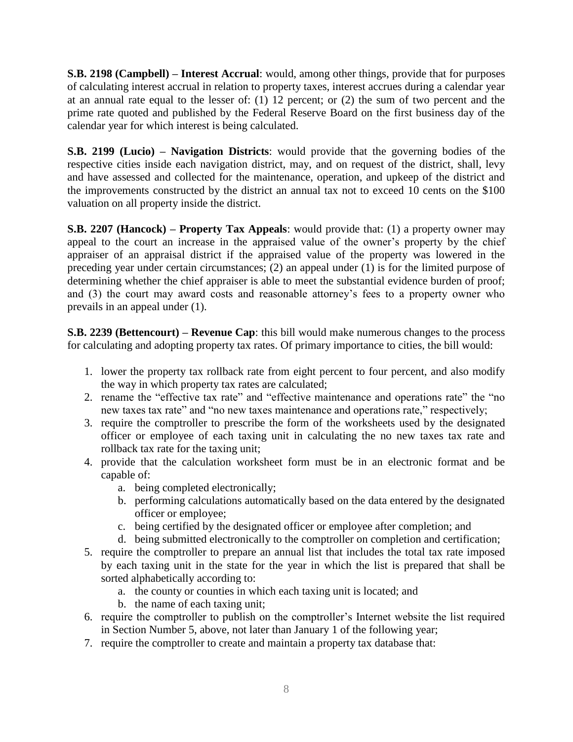**S.B. 2198 (Campbell) – Interest Accrual**: would, among other things, provide that for purposes of calculating interest accrual in relation to property taxes, interest accrues during a calendar year at an annual rate equal to the lesser of: (1) 12 percent; or (2) the sum of two percent and the prime rate quoted and published by the Federal Reserve Board on the first business day of the calendar year for which interest is being calculated.

**S.B. 2199 (Lucio) – Navigation Districts**: would provide that the governing bodies of the respective cities inside each navigation district, may, and on request of the district, shall, levy and have assessed and collected for the maintenance, operation, and upkeep of the district and the improvements constructed by the district an annual tax not to exceed 10 cents on the $100 valuation on all property inside the district.

**S.B. 2207 (Hancock) – Property Tax Appeals**: would provide that: (1) a property owner may appeal to the court an increase in the appraised value of the owner's property by the chief appraiser of an appraisal district if the appraised value of the property was lowered in the preceding year under certain circumstances; (2) an appeal under (1) is for the limited purpose of determining whether the chief appraiser is able to meet the substantial evidence burden of proof; and (3) the court may award costs and reasonable attorney's fees to a property owner who prevails in an appeal under (1).

**S.B. 2239 (Bettencourt) – Revenue Cap**: this bill would make numerous changes to the process for calculating and adopting property tax rates. Of primary importance to cities, the bill would:

1. lower the property tax rollback rate from eight percent to four percent, and also modify the way in which property tax rates are calculated;
2. rename the "effective tax rate" and "effective maintenance and operations rate" the "no new taxes tax rate" and "no new taxes maintenance and operations rate," respectively;
3. require the comptroller to prescribe the form of the worksheets used by the designated officer or employee of each taxing unit in calculating the no new taxes tax rate and rollback tax rate for the taxing unit;
4. provide that the calculation worksheet form must be in an electronic format and be capable of:
    a. being completed electronically;
    b. performing calculations automatically based on the data entered by the designated officer or employee;
    c. being certified by the designated officer or employee after completion; and
    d. being submitted electronically to the comptroller on completion and certification;
5. require the comptroller to prepare an annual list that includes the total tax rate imposed by each taxing unit in the state for the year in which the list is prepared that shall be sorted alphabetically according to:
    a. the county or counties in which each taxing unit is located; and
    b. the name of each taxing unit;
6. require the comptroller to publish on the comptroller's Internet website the list required in Section Number 5, above, not later than January 1 of the following year;
7. require the comptroller to create and maintain a property tax database that: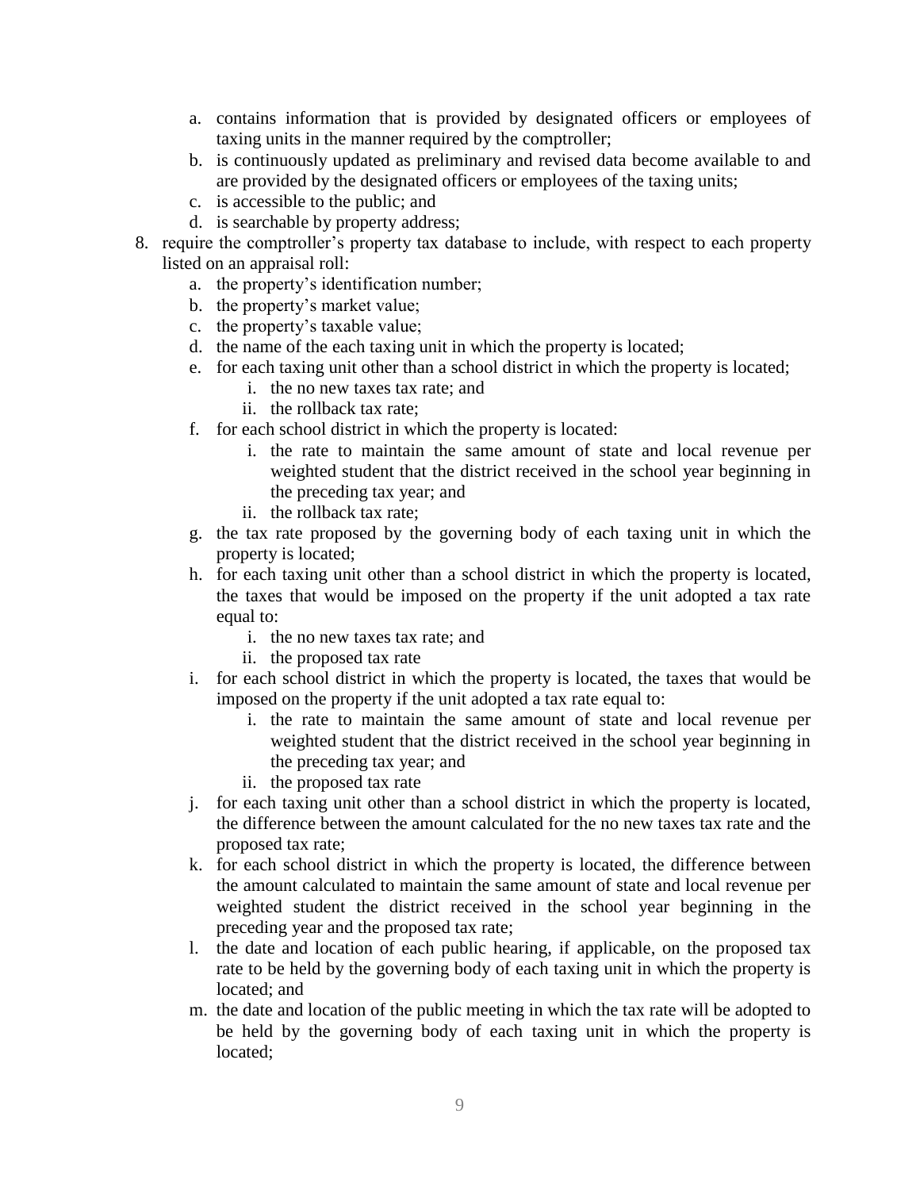a. contains information that is provided by designated officers or employees of taxing units in the manner required by the comptroller;
   b. is continuously updated as preliminary and revised data become available to and are provided by the designated officers or employees of the taxing units;
   c. is accessible to the public; and
   d. is searchable by property address;

8. require the comptroller's property tax database to include, with respect to each property listed on an appraisal roll:
   a. the property's identification number;
   b. the property's market value;
   c. the property's taxable value;
   d. the name of the each taxing unit in which the property is located;
   e. for each taxing unit other than a school district in which the property is located;
      i. the no new taxes tax rate; and
      ii. the rollback tax rate;
   f. for each school district in which the property is located:
      i. the rate to maintain the same amount of state and local revenue per weighted student that the district received in the school year beginning in the preceding tax year; and
      ii. the rollback tax rate;
   g. the tax rate proposed by the governing body of each taxing unit in which the property is located;
   h. for each taxing unit other than a school district in which the property is located, the taxes that would be imposed on the property if the unit adopted a tax rate equal to:
      i. the no new taxes tax rate; and
      ii. the proposed tax rate
   i. for each school district in which the property is located, the taxes that would be imposed on the property if the unit adopted a tax rate equal to:
      i. the rate to maintain the same amount of state and local revenue per weighted student that the district received in the school year beginning in the preceding tax year; and
      ii. the proposed tax rate
   j. for each taxing unit other than a school district in which the property is located, the difference between the amount calculated for the no new taxes tax rate and the proposed tax rate;
   k. for each school district in which the property is located, the difference between the amount calculated to maintain the same amount of state and local revenue per weighted student the district received in the school year beginning in the preceding year and the proposed tax rate;
   l. the date and location of each public hearing, if applicable, on the proposed tax rate to be held by the governing body of each taxing unit in which the property is located; and
   m. the date and location of the public meeting in which the tax rate will be adopted to be held by the governing body of each taxing unit in which the property is located;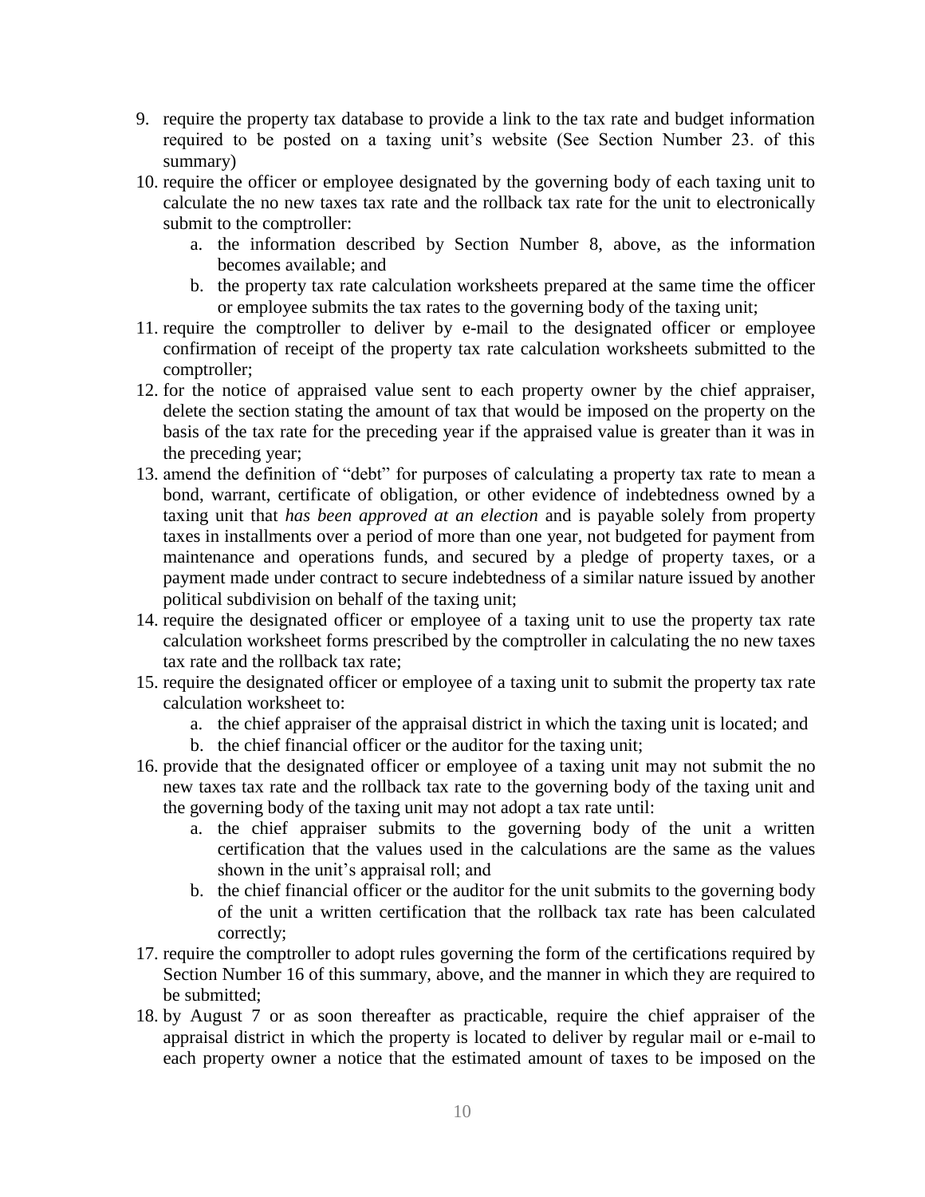9. require the property tax database to provide a link to the tax rate and budget information required to be posted on a taxing unit's website (See Section Number 23. of this summary)
10. require the officer or employee designated by the governing body of each taxing unit to calculate the no new taxes tax rate and the rollback tax rate for the unit to electronically submit to the comptroller:
    a. the information described by Section Number 8, above, as the information becomes available; and
    b. the property tax rate calculation worksheets prepared at the same time the officer or employee submits the tax rates to the governing body of the taxing unit;
11. require the comptroller to deliver by e-mail to the designated officer or employee confirmation of receipt of the property tax rate calculation worksheets submitted to the comptroller;
12. for the notice of appraised value sent to each property owner by the chief appraiser, delete the section stating the amount of tax that would be imposed on the property on the basis of the tax rate for the preceding year if the appraised value is greater than it was in the preceding year;
13. amend the definition of "debt" for purposes of calculating a property tax rate to mean a bond, warrant, certificate of obligation, or other evidence of indebtedness owned by a taxing unit that *has been approved at an election* and is payable solely from property taxes in installments over a period of more than one year, not budgeted for payment from maintenance and operations funds, and secured by a pledge of property taxes, or a payment made under contract to secure indebtedness of a similar nature issued by another political subdivision on behalf of the taxing unit;
14. require the designated officer or employee of a taxing unit to use the property tax rate calculation worksheet forms prescribed by the comptroller in calculating the no new taxes tax rate and the rollback tax rate;
15. require the designated officer or employee of a taxing unit to submit the property tax rate calculation worksheet to:
    a. the chief appraiser of the appraisal district in which the taxing unit is located; and
    b. the chief financial officer or the auditor for the taxing unit;
16. provide that the designated officer or employee of a taxing unit may not submit the no new taxes tax rate and the rollback tax rate to the governing body of the taxing unit and the governing body of the taxing unit may not adopt a tax rate until:
    a. the chief appraiser submits to the governing body of the unit a written certification that the values used in the calculations are the same as the values shown in the unit's appraisal roll; and
    b. the chief financial officer or the auditor for the unit submits to the governing body of the unit a written certification that the rollback tax rate has been calculated correctly;
17. require the comptroller to adopt rules governing the form of the certifications required by Section Number 16 of this summary, above, and the manner in which they are required to be submitted;
18. by August 7 or as soon thereafter as practicable, require the chief appraiser of the appraisal district in which the property is located to deliver by regular mail or e-mail to each property owner a notice that the estimated amount of taxes to be imposed on the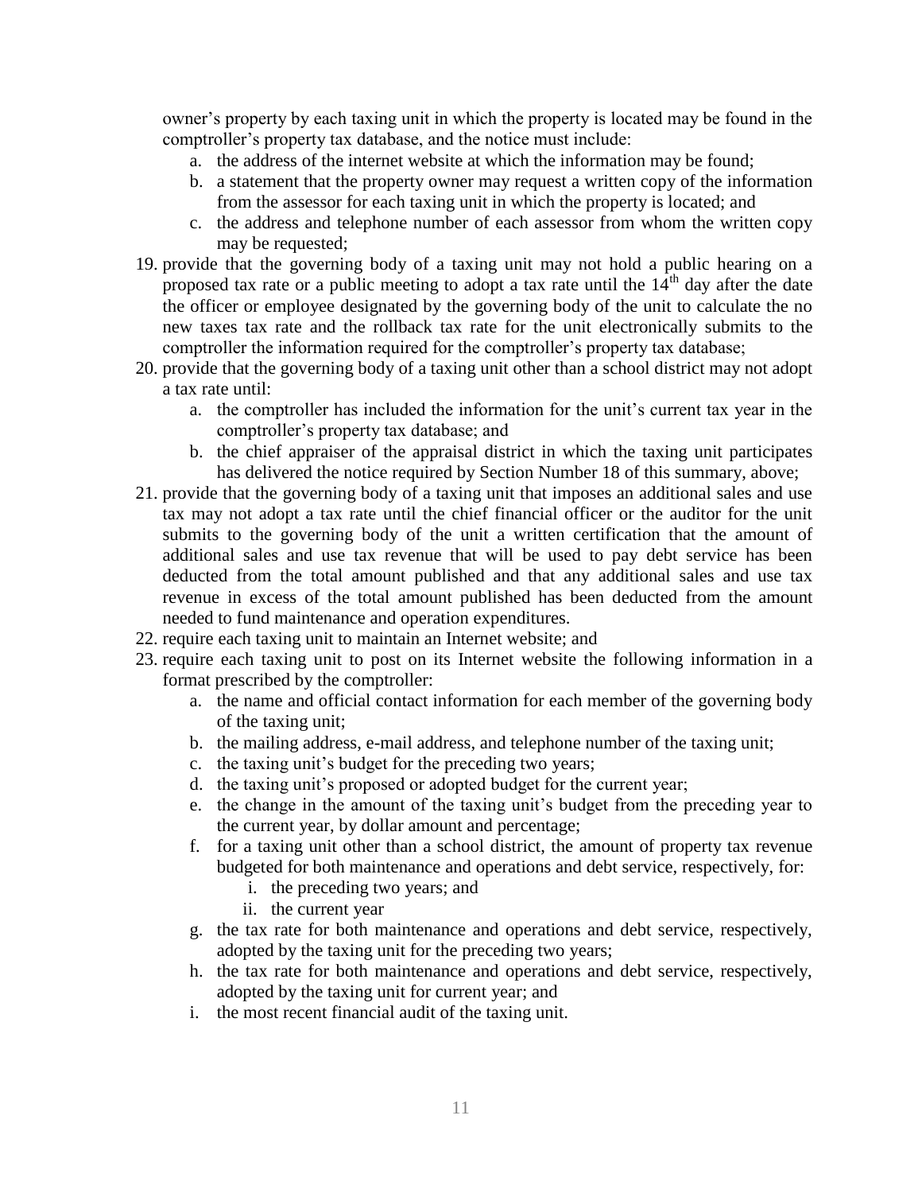owner's property by each taxing unit in which the property is located may be found in the comptroller's property tax database, and the notice must include:

   a. the address of the internet website at which the information may be found;
   b. a statement that the property owner may request a written copy of the information from the assessor for each taxing unit in which the property is located; and
   c. the address and telephone number of each assessor from whom the written copy may be requested;

19. provide that the governing body of a taxing unit may not hold a public hearing on a proposed tax rate or a public meeting to adopt a tax rate until the 14th day after the date the officer or employee designated by the governing body of the unit to calculate the no new taxes tax rate and the rollback tax rate for the unit electronically submits to the comptroller the information required for the comptroller's property tax database;
20. provide that the governing body of a taxing unit other than a school district may not adopt a tax rate until:
    a. the comptroller has included the information for the unit's current tax year in the comptroller's property tax database; and
    b. the chief appraiser of the appraisal district in which the taxing unit participates has delivered the notice required by Section Number 18 of this summary, above;
21. provide that the governing body of a taxing unit that imposes an additional sales and use tax may not adopt a tax rate until the chief financial officer or the auditor for the unit submits to the governing body of the unit a written certification that the amount of additional sales and use tax revenue that will be used to pay debt service has been deducted from the total amount published and that any additional sales and use tax revenue in excess of the total amount published has been deducted from the amount needed to fund maintenance and operation expenditures.
22. require each taxing unit to maintain an Internet website; and
23. require each taxing unit to post on its Internet website the following information in a format prescribed by the comptroller:
    a. the name and official contact information for each member of the governing body of the taxing unit;
    b. the mailing address, e-mail address, and telephone number of the taxing unit;
    c. the taxing unit's budget for the preceding two years;
    d. the taxing unit's proposed or adopted budget for the current year;
    e. the change in the amount of the taxing unit's budget from the preceding year to the current year, by dollar amount and percentage;
    f. for a taxing unit other than a school district, the amount of property tax revenue budgeted for both maintenance and operations and debt service, respectively, for:
       i. the preceding two years; and
       ii. the current year
    g. the tax rate for both maintenance and operations and debt service, respectively, adopted by the taxing unit for the preceding two years;
    h. the tax rate for both maintenance and operations and debt service, respectively, adopted by the taxing unit for current year; and
    i. the most recent financial audit of the taxing unit.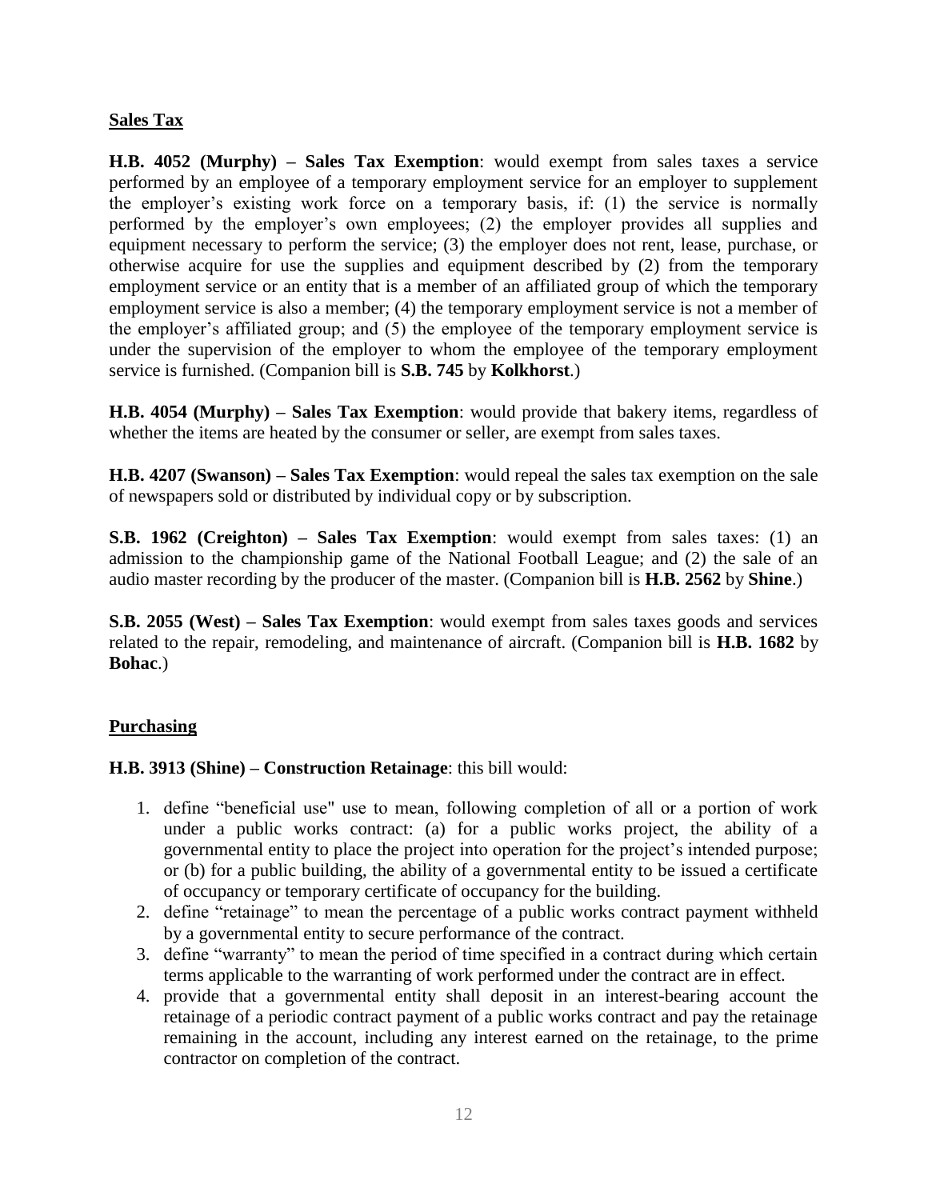## Sales Tax

**H.B. 4052 (Murphy) – Sales Tax Exemption**: would exempt from sales taxes a service performed by an employee of a temporary employment service for an employer to supplement the employer's existing work force on a temporary basis, if: (1) the service is normally performed by the employer's own employees; (2) the employer provides all supplies and equipment necessary to perform the service; (3) the employer does not rent, lease, purchase, or otherwise acquire for use the supplies and equipment described by (2) from the temporary employment service or an entity that is a member of an affiliated group of which the temporary employment service is also a member; (4) the temporary employment service is not a member of the employer's affiliated group; and (5) the employee of the temporary employment service is under the supervision of the employer to whom the employee of the temporary employment service is furnished. (Companion bill is **S.B. 745** by **Kolkhorst**.)

**H.B. 4054 (Murphy) – Sales Tax Exemption**: would provide that bakery items, regardless of whether the items are heated by the consumer or seller, are exempt from sales taxes.

**H.B. 4207 (Swanson) – Sales Tax Exemption**: would repeal the sales tax exemption on the sale of newspapers sold or distributed by individual copy or by subscription.

**S.B. 1962 (Creighton) – Sales Tax Exemption**: would exempt from sales taxes: (1) an admission to the championship game of the National Football League; and (2) the sale of an audio master recording by the producer of the master. (Companion bill is **H.B. 2562** by **Shine**.)

**S.B. 2055 (West) – Sales Tax Exemption**: would exempt from sales taxes goods and services related to the repair, remodeling, and maintenance of aircraft. (Companion bill is **H.B. 1682** by **Bohac**.)

## Purchasing

**H.B. 3913 (Shine) – Construction Retainage**: this bill would:

1. define "beneficial use" use to mean, following completion of all or a portion of work under a public works contract: (a) for a public works project, the ability of a governmental entity to place the project into operation for the project's intended purpose; or (b) for a public building, the ability of a governmental entity to be issued a certificate of occupancy or temporary certificate of occupancy for the building.
2. define "retainage" to mean the percentage of a public works contract payment withheld by a governmental entity to secure performance of the contract.
3. define "warranty" to mean the period of time specified in a contract during which certain terms applicable to the warranting of work performed under the contract are in effect.
4. provide that a governmental entity shall deposit in an interest-bearing account the retainage of a periodic contract payment of a public works contract and pay the retainage remaining in the account, including any interest earned on the retainage, to the prime contractor on completion of the contract.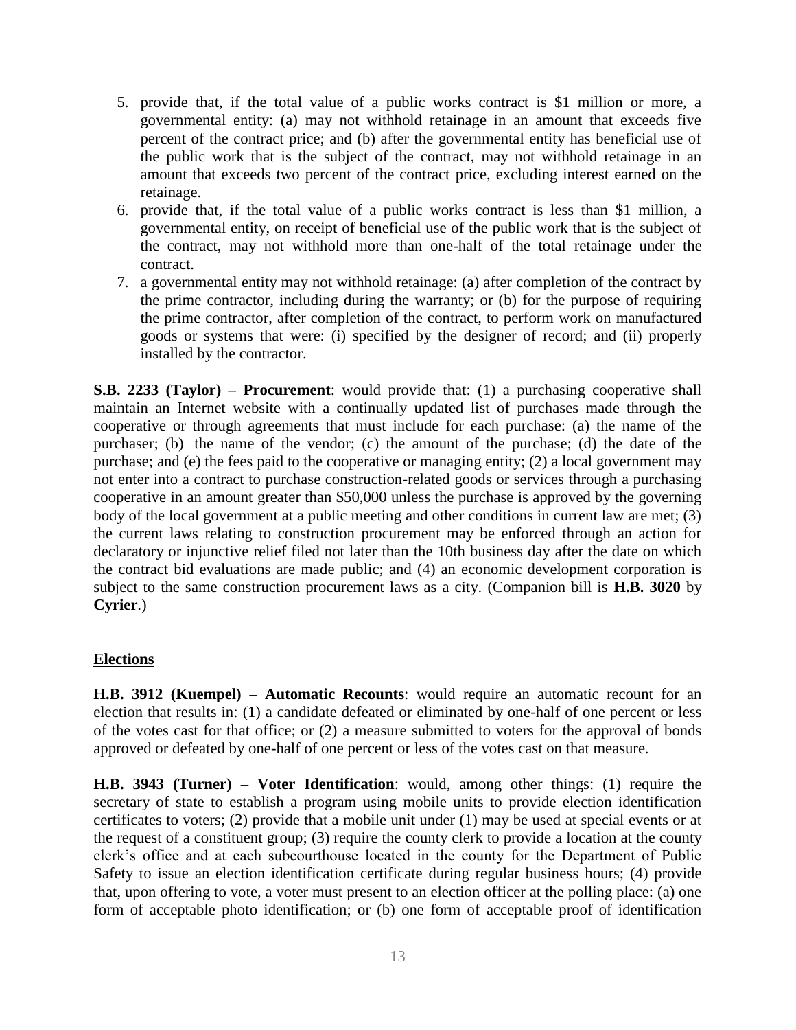5. provide that, if the total value of a public works contract is $1 million or more, a governmental entity: (a) may not withhold retainage in an amount that exceeds five percent of the contract price; and (b) after the governmental entity has beneficial use of the public work that is the subject of the contract, may not withhold retainage in an amount that exceeds two percent of the contract price, excluding interest earned on the retainage.
6. provide that, if the total value of a public works contract is less than $1 million, a governmental entity, on receipt of beneficial use of the public work that is the subject of the contract, may not withhold more than one-half of the total retainage under the contract.
7. a governmental entity may not withhold retainage: (a) after completion of the contract by the prime contractor, including during the warranty; or (b) for the purpose of requiring the prime contractor, after completion of the contract, to perform work on manufactured goods or systems that were: (i) specified by the designer of record; and (ii) properly installed by the contractor.

**S.B. 2233 (Taylor) – Procurement**: would provide that: (1) a purchasing cooperative shall maintain an Internet website with a continually updated list of purchases made through the cooperative or through agreements that must include for each purchase: (a) the name of the purchaser; (b) the name of the vendor; (c) the amount of the purchase; (d) the date of the purchase; and (e) the fees paid to the cooperative or managing entity; (2) a local government may not enter into a contract to purchase construction-related goods or services through a purchasing cooperative in an amount greater than $50,000 unless the purchase is approved by the governing body of the local government at a public meeting and other conditions in current law are met; (3) the current laws relating to construction procurement may be enforced through an action for declaratory or injunctive relief filed not later than the 10th business day after the date on which the contract bid evaluations are made public; and (4) an economic development corporation is subject to the same construction procurement laws as a city. (Companion bill is **H.B. 3020** by **Cyrier**.)

## Elections

**H.B. 3912 (Kuempel) – Automatic Recounts**: would require an automatic recount for an election that results in: (1) a candidate defeated or eliminated by one-half of one percent or less of the votes cast for that office; or (2) a measure submitted to voters for the approval of bonds approved or defeated by one-half of one percent or less of the votes cast on that measure.

**H.B. 3943 (Turner) – Voter Identification**: would, among other things: (1) require the secretary of state to establish a program using mobile units to provide election identification certificates to voters; (2) provide that a mobile unit under (1) may be used at special events or at the request of a constituent group; (3) require the county clerk to provide a location at the county clerk's office and at each subcourthouse located in the county for the Department of Public Safety to issue an election identification certificate during regular business hours; (4) provide that, upon offering to vote, a voter must present to an election officer at the polling place: (a) one form of acceptable photo identification; or (b) one form of acceptable proof of identification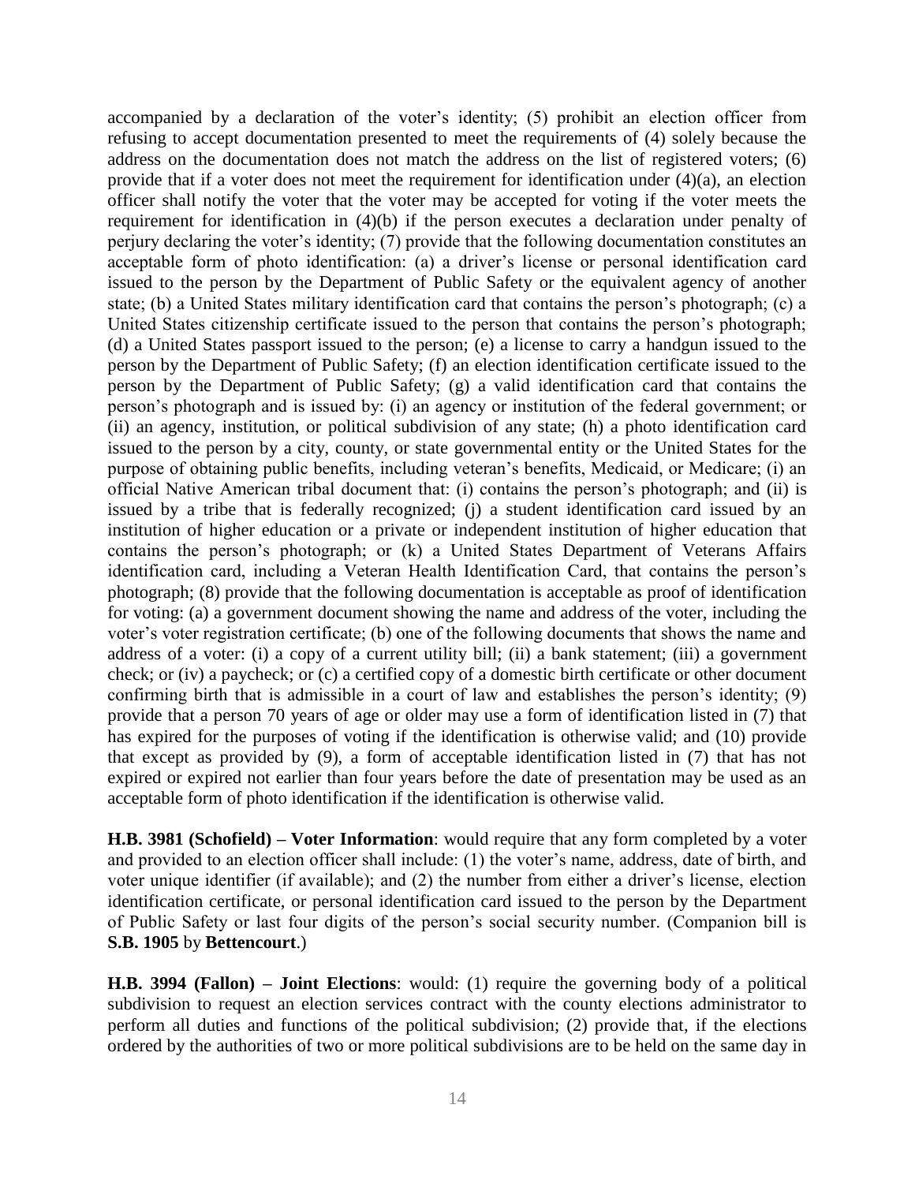accompanied by a declaration of the voter's identity; (5) prohibit an election officer from refusing to accept documentation presented to meet the requirements of (4) solely because the address on the documentation does not match the address on the list of registered voters; (6) provide that if a voter does not meet the requirement for identification under (4)(a), an election officer shall notify the voter that the voter may be accepted for voting if the voter meets the requirement for identification in (4)(b) if the person executes a declaration under penalty of perjury declaring the voter's identity; (7) provide that the following documentation constitutes an acceptable form of photo identification: (a) a driver's license or personal identification card issued to the person by the Department of Public Safety or the equivalent agency of another state; (b) a United States military identification card that contains the person's photograph; (c) a United States citizenship certificate issued to the person that contains the person's photograph; (d) a United States passport issued to the person; (e) a license to carry a handgun issued to the person by the Department of Public Safety; (f) an election identification certificate issued to the person by the Department of Public Safety; (g) a valid identification card that contains the person's photograph and is issued by: (i) an agency or institution of the federal government; or (ii) an agency, institution, or political subdivision of any state; (h) a photo identification card issued to the person by a city, county, or state governmental entity or the United States for the purpose of obtaining public benefits, including veteran's benefits, Medicaid, or Medicare; (i) an official Native American tribal document that: (i) contains the person's photograph; and (ii) is issued by a tribe that is federally recognized; (j) a student identification card issued by an institution of higher education or a private or independent institution of higher education that contains the person's photograph; or (k) a United States Department of Veterans Affairs identification card, including a Veteran Health Identification Card, that contains the person's photograph; (8) provide that the following documentation is acceptable as proof of identification for voting: (a) a government document showing the name and address of the voter, including the voter's voter registration certificate; (b) one of the following documents that shows the name and address of a voter: (i) a copy of a current utility bill; (ii) a bank statement; (iii) a government check; or (iv) a paycheck; or (c) a certified copy of a domestic birth certificate or other document confirming birth that is admissible in a court of law and establishes the person's identity; (9) provide that a person 70 years of age or older may use a form of identification listed in (7) that has expired for the purposes of voting if the identification is otherwise valid; and (10) provide that except as provided by (9), a form of acceptable identification listed in (7) that has not expired or expired not earlier than four years before the date of presentation may be used as an acceptable form of photo identification if the identification is otherwise valid.

**H.B. 3981 (Schofield) – Voter Information**: would require that any form completed by a voter and provided to an election officer shall include: (1) the voter's name, address, date of birth, and voter unique identifier (if available); and (2) the number from either a driver's license, election identification certificate, or personal identification card issued to the person by the Department of Public Safety or last four digits of the person's social security number. (Companion bill is **S.B. 1905** by **Bettencourt**.)

**H.B. 3994 (Fallon) – Joint Elections**: would: (1) require the governing body of a political subdivision to request an election services contract with the county elections administrator to perform all duties and functions of the political subdivision; (2) provide that, if the elections ordered by the authorities of two or more political subdivisions are to be held on the same day in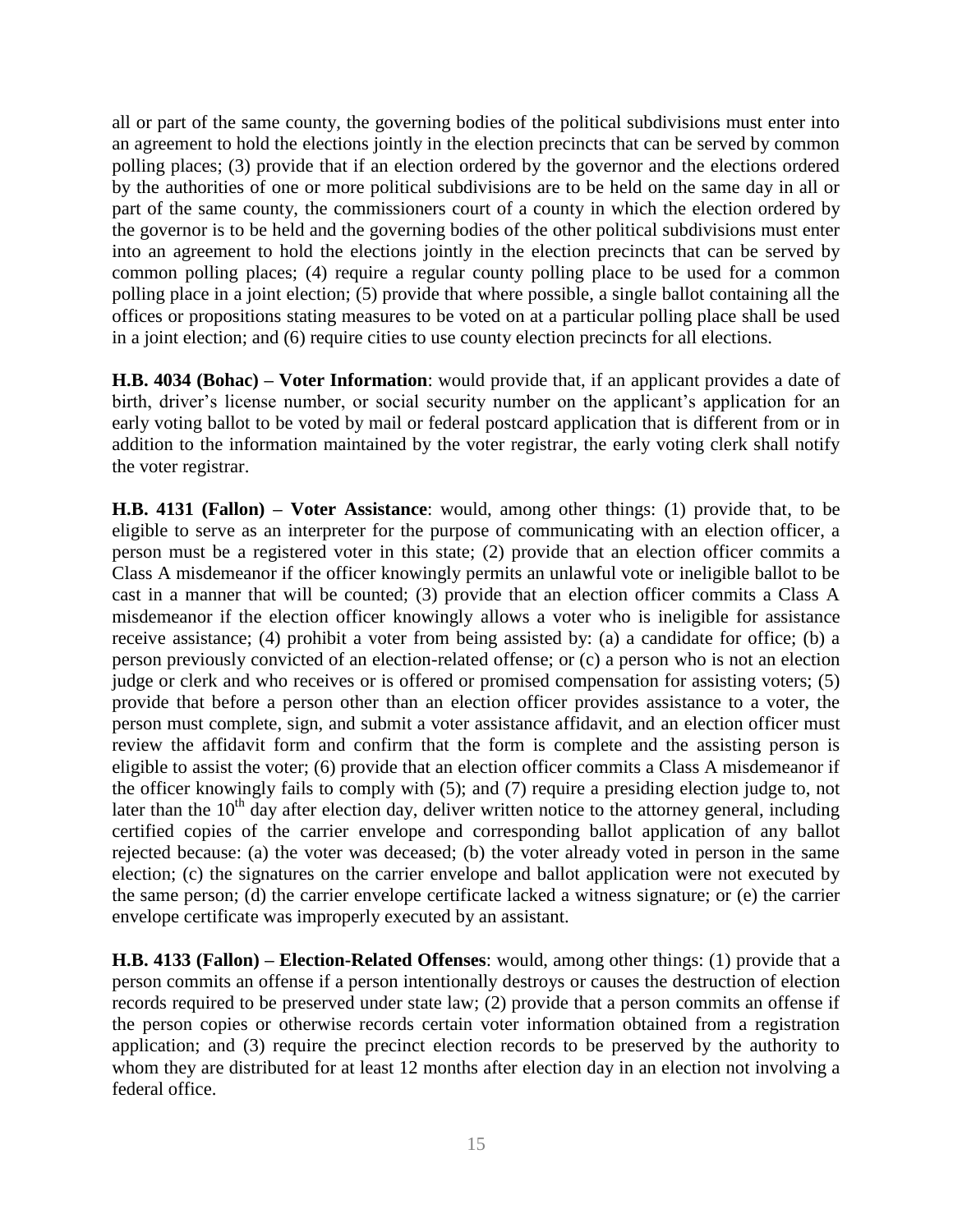all or part of the same county, the governing bodies of the political subdivisions must enter into an agreement to hold the elections jointly in the election precincts that can be served by common polling places; (3) provide that if an election ordered by the governor and the elections ordered by the authorities of one or more political subdivisions are to be held on the same day in all or part of the same county, the commissioners court of a county in which the election ordered by the governor is to be held and the governing bodies of the other political subdivisions must enter into an agreement to hold the elections jointly in the election precincts that can be served by common polling places; (4) require a regular county polling place to be used for a common polling place in a joint election; (5) provide that where possible, a single ballot containing all the offices or propositions stating measures to be voted on at a particular polling place shall be used in a joint election; and (6) require cities to use county election precincts for all elections.

**H.B. 4034 (Bohac) – Voter Information**: would provide that, if an applicant provides a date of birth, driver's license number, or social security number on the applicant's application for an early voting ballot to be voted by mail or federal postcard application that is different from or in addition to the information maintained by the voter registrar, the early voting clerk shall notify the voter registrar.

**H.B. 4131 (Fallon) – Voter Assistance**: would, among other things: (1) provide that, to be eligible to serve as an interpreter for the purpose of communicating with an election officer, a person must be a registered voter in this state; (2) provide that an election officer commits a Class A misdemeanor if the officer knowingly permits an unlawful vote or ineligible ballot to be cast in a manner that will be counted; (3) provide that an election officer commits a Class A misdemeanor if the election officer knowingly allows a voter who is ineligible for assistance receive assistance; (4) prohibit a voter from being assisted by: (a) a candidate for office; (b) a person previously convicted of an election-related offense; or (c) a person who is not an election judge or clerk and who receives or is offered or promised compensation for assisting voters; (5) provide that before a person other than an election officer provides assistance to a voter, the person must complete, sign, and submit a voter assistance affidavit, and an election officer must review the affidavit form and confirm that the form is complete and the assisting person is eligible to assist the voter; (6) provide that an election officer commits a Class A misdemeanor if the officer knowingly fails to comply with (5); and (7) require a presiding election judge to, not later than the 10th day after election day, deliver written notice to the attorney general, including certified copies of the carrier envelope and corresponding ballot application of any ballot rejected because: (a) the voter was deceased; (b) the voter already voted in person in the same election; (c) the signatures on the carrier envelope and ballot application were not executed by the same person; (d) the carrier envelope certificate lacked a witness signature; or (e) the carrier envelope certificate was improperly executed by an assistant.

**H.B. 4133 (Fallon) – Election-Related Offenses**: would, among other things: (1) provide that a person commits an offense if a person intentionally destroys or causes the destruction of election records required to be preserved under state law; (2) provide that a person commits an offense if the person copies or otherwise records certain voter information obtained from a registration application; and (3) require the precinct election records to be preserved by the authority to whom they are distributed for at least 12 months after election day in an election not involving a federal office.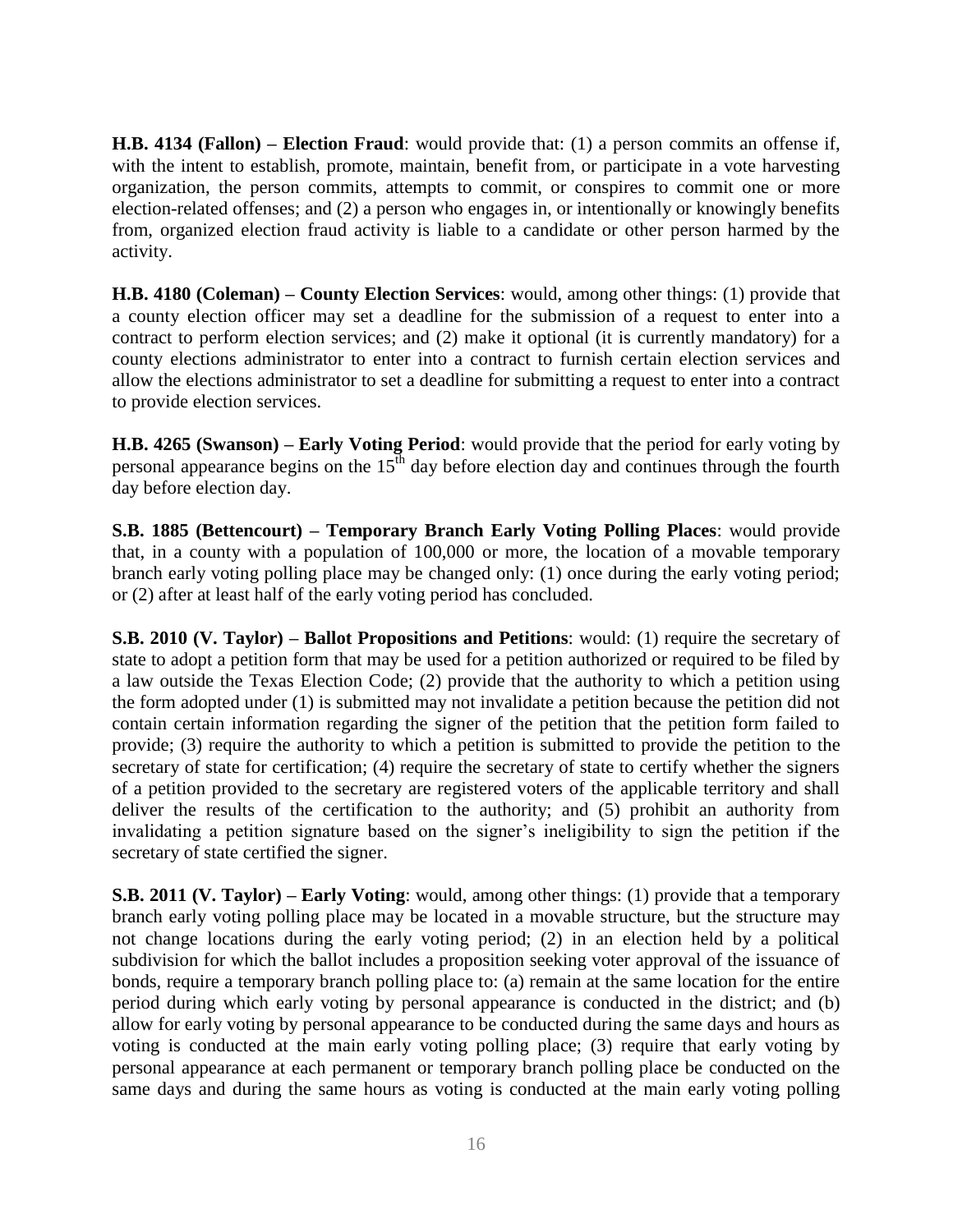**H.B. 4134 (Fallon) – Election Fraud**: would provide that: (1) a person commits an offense if, with the intent to establish, promote, maintain, benefit from, or participate in a vote harvesting organization, the person commits, attempts to commit, or conspires to commit one or more election-related offenses; and (2) a person who engages in, or intentionally or knowingly benefits from, organized election fraud activity is liable to a candidate or other person harmed by the activity.

**H.B. 4180 (Coleman) – County Election Services**: would, among other things: (1) provide that a county election officer may set a deadline for the submission of a request to enter into a contract to perform election services; and (2) make it optional (it is currently mandatory) for a county elections administrator to enter into a contract to furnish certain election services and allow the elections administrator to set a deadline for submitting a request to enter into a contract to provide election services.

**H.B. 4265 (Swanson) – Early Voting Period**: would provide that the period for early voting by personal appearance begins on the 15th day before election day and continues through the fourth day before election day.

**S.B. 1885 (Bettencourt) – Temporary Branch Early Voting Polling Places**: would provide that, in a county with a population of 100,000 or more, the location of a movable temporary branch early voting polling place may be changed only: (1) once during the early voting period; or (2) after at least half of the early voting period has concluded.

**S.B. 2010 (V. Taylor) – Ballot Propositions and Petitions**: would: (1) require the secretary of state to adopt a petition form that may be used for a petition authorized or required to be filed by a law outside the Texas Election Code; (2) provide that the authority to which a petition using the form adopted under (1) is submitted may not invalidate a petition because the petition did not contain certain information regarding the signer of the petition that the petition form failed to provide; (3) require the authority to which a petition is submitted to provide the petition to the secretary of state for certification; (4) require the secretary of state to certify whether the signers of a petition provided to the secretary are registered voters of the applicable territory and shall deliver the results of the certification to the authority; and (5) prohibit an authority from invalidating a petition signature based on the signer's ineligibility to sign the petition if the secretary of state certified the signer.

**S.B. 2011 (V. Taylor) – Early Voting**: would, among other things: (1) provide that a temporary branch early voting polling place may be located in a movable structure, but the structure may not change locations during the early voting period; (2) in an election held by a political subdivision for which the ballot includes a proposition seeking voter approval of the issuance of bonds, require a temporary branch polling place to: (a) remain at the same location for the entire period during which early voting by personal appearance is conducted in the district; and (b) allow for early voting by personal appearance to be conducted during the same days and hours as voting is conducted at the main early voting polling place; (3) require that early voting by personal appearance at each permanent or temporary branch polling place be conducted on the same days and during the same hours as voting is conducted at the main early voting polling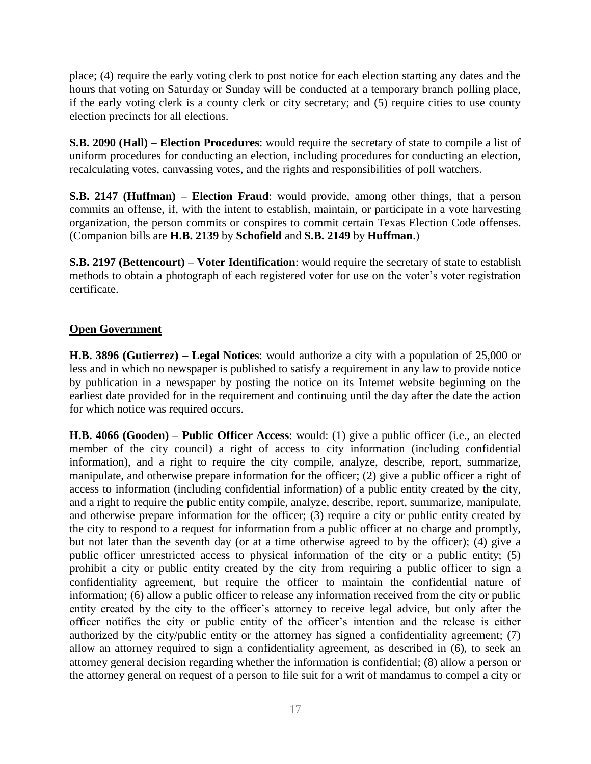place; (4) require the early voting clerk to post notice for each election starting any dates and the hours that voting on Saturday or Sunday will be conducted at a temporary branch polling place, if the early voting clerk is a county clerk or city secretary; and (5) require cities to use county election precincts for all elections.

**S.B. 2090 (Hall) – Election Procedures**: would require the secretary of state to compile a list of uniform procedures for conducting an election, including procedures for conducting an election, recalculating votes, canvassing votes, and the rights and responsibilities of poll watchers.

**S.B. 2147 (Huffman) – Election Fraud**: would provide, among other things, that a person commits an offense, if, with the intent to establish, maintain, or participate in a vote harvesting organization, the person commits or conspires to commit certain Texas Election Code offenses. (Companion bills are **H.B. 2139** by **Schofield** and **S.B. 2149** by **Huffman**.)

**S.B. 2197 (Bettencourt) – Voter Identification**: would require the secretary of state to establish methods to obtain a photograph of each registered voter for use on the voter's voter registration certificate.

## Open Government

**H.B. 3896 (Gutierrez) – Legal Notices**: would authorize a city with a population of 25,000 or less and in which no newspaper is published to satisfy a requirement in any law to provide notice by publication in a newspaper by posting the notice on its Internet website beginning on the earliest date provided for in the requirement and continuing until the day after the date the action for which notice was required occurs.

**H.B. 4066 (Gooden) – Public Officer Access**: would: (1) give a public officer (i.e., an elected member of the city council) a right of access to city information (including confidential information), and a right to require the city compile, analyze, describe, report, summarize, manipulate, and otherwise prepare information for the officer; (2) give a public officer a right of access to information (including confidential information) of a public entity created by the city, and a right to require the public entity compile, analyze, describe, report, summarize, manipulate, and otherwise prepare information for the officer; (3) require a city or public entity created by the city to respond to a request for information from a public officer at no charge and promptly, but not later than the seventh day (or at a time otherwise agreed to by the officer); (4) give a public officer unrestricted access to physical information of the city or a public entity; (5) prohibit a city or public entity created by the city from requiring a public officer to sign a confidentiality agreement, but require the officer to maintain the confidential nature of information; (6) allow a public officer to release any information received from the city or public entity created by the city to the officer's attorney to receive legal advice, but only after the officer notifies the city or public entity of the officer's intention and the release is either authorized by the city/public entity or the attorney has signed a confidentiality agreement; (7) allow an attorney required to sign a confidentiality agreement, as described in (6), to seek an attorney general decision regarding whether the information is confidential; (8) allow a person or the attorney general on request of a person to file suit for a writ of mandamus to compel a city or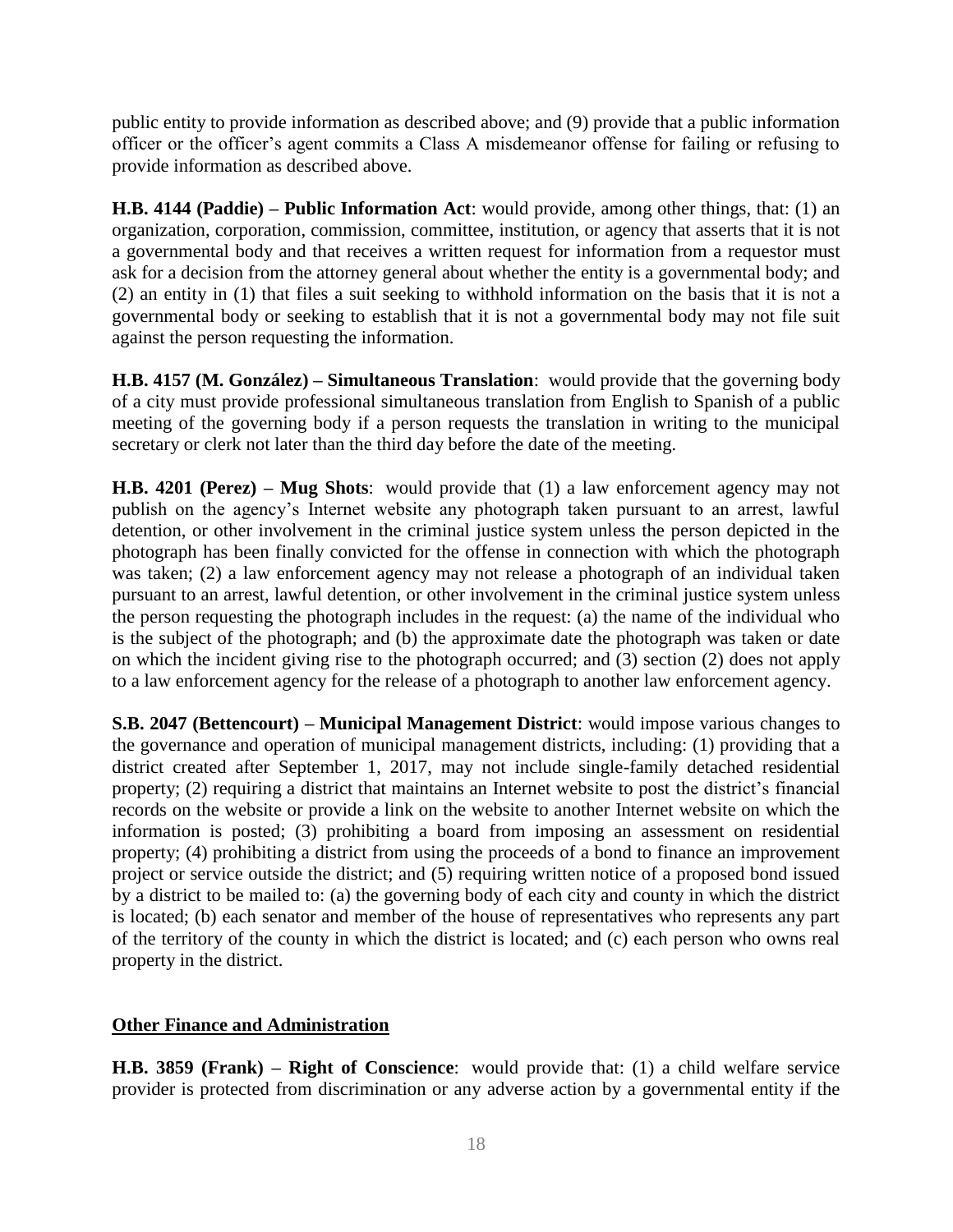public entity to provide information as described above; and (9) provide that a public information officer or the officer's agent commits a Class A misdemeanor offense for failing or refusing to provide information as described above.

**H.B. 4144 (Paddie) – Public Information Act**: would provide, among other things, that: (1) an organization, corporation, commission, committee, institution, or agency that asserts that it is not a governmental body and that receives a written request for information from a requestor must ask for a decision from the attorney general about whether the entity is a governmental body; and (2) an entity in (1) that files a suit seeking to withhold information on the basis that it is not a governmental body or seeking to establish that it is not a governmental body may not file suit against the person requesting the information.

**H.B. 4157 (M. González) – Simultaneous Translation**: would provide that the governing body of a city must provide professional simultaneous translation from English to Spanish of a public meeting of the governing body if a person requests the translation in writing to the municipal secretary or clerk not later than the third day before the date of the meeting.

**H.B. 4201 (Perez) – Mug Shots**: would provide that (1) a law enforcement agency may not publish on the agency's Internet website any photograph taken pursuant to an arrest, lawful detention, or other involvement in the criminal justice system unless the person depicted in the photograph has been finally convicted for the offense in connection with which the photograph was taken; (2) a law enforcement agency may not release a photograph of an individual taken pursuant to an arrest, lawful detention, or other involvement in the criminal justice system unless the person requesting the photograph includes in the request: (a) the name of the individual who is the subject of the photograph; and (b) the approximate date the photograph was taken or date on which the incident giving rise to the photograph occurred; and (3) section (2) does not apply to a law enforcement agency for the release of a photograph to another law enforcement agency.

**S.B. 2047 (Bettencourt) – Municipal Management District**: would impose various changes to the governance and operation of municipal management districts, including: (1) providing that a district created after September 1, 2017, may not include single-family detached residential property; (2) requiring a district that maintains an Internet website to post the district's financial records on the website or provide a link on the website to another Internet website on which the information is posted; (3) prohibiting a board from imposing an assessment on residential property; (4) prohibiting a district from using the proceeds of a bond to finance an improvement project or service outside the district; and (5) requiring written notice of a proposed bond issued by a district to be mailed to: (a) the governing body of each city and county in which the district is located; (b) each senator and member of the house of representatives who represents any part of the territory of the county in which the district is located; and (c) each person who owns real property in the district.

## Other Finance and Administration

**H.B. 3859 (Frank) – Right of Conscience**: would provide that: (1) a child welfare service provider is protected from discrimination or any adverse action by a governmental entity if the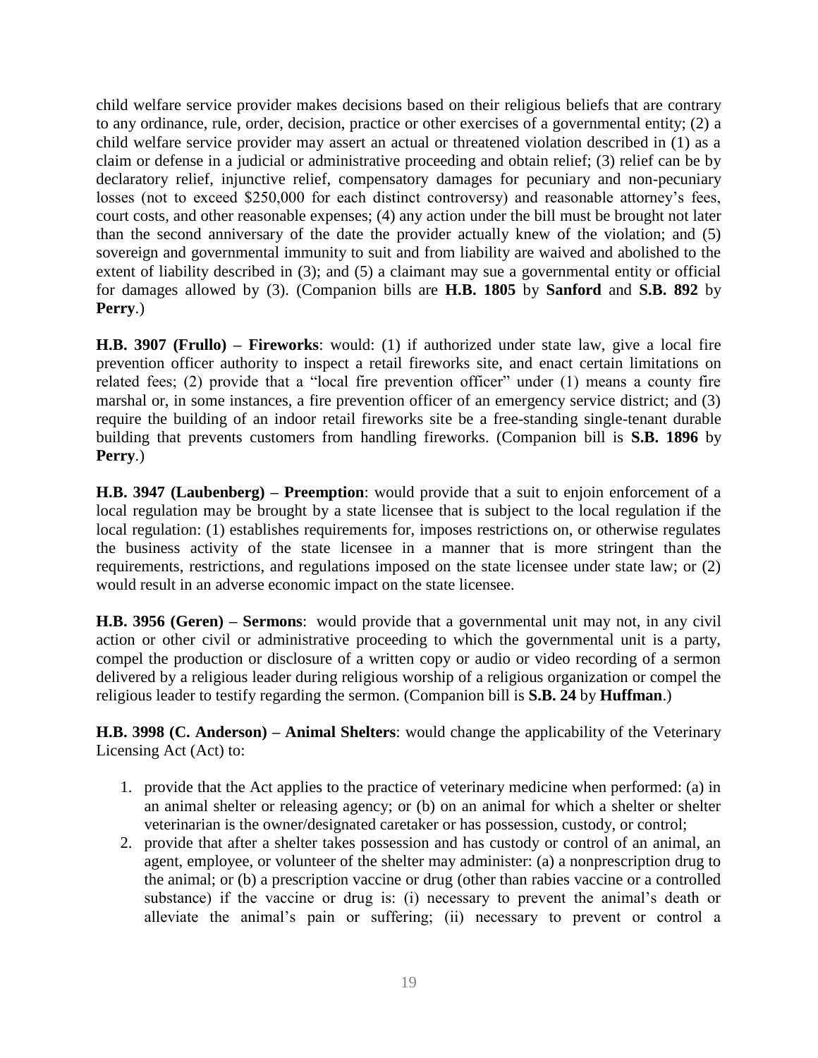child welfare service provider makes decisions based on their religious beliefs that are contrary to any ordinance, rule, order, decision, practice or other exercises of a governmental entity; (2) a child welfare service provider may assert an actual or threatened violation described in (1) as a claim or defense in a judicial or administrative proceeding and obtain relief; (3) relief can be by declaratory relief, injunctive relief, compensatory damages for pecuniary and non-pecuniary losses (not to exceed $250,000 for each distinct controversy) and reasonable attorney's fees, court costs, and other reasonable expenses; (4) any action under the bill must be brought not later than the second anniversary of the date the provider actually knew of the violation; and (5) sovereign and governmental immunity to suit and from liability are waived and abolished to the extent of liability described in (3); and (5) a claimant may sue a governmental entity or official for damages allowed by (3). (Companion bills are **H.B. 1805** by **Sanford** and **S.B. 892** by **Perry**.)

**H.B. 3907 (Frullo) – Fireworks**: would: (1) if authorized under state law, give a local fire prevention officer authority to inspect a retail fireworks site, and enact certain limitations on related fees; (2) provide that a "local fire prevention officer" under (1) means a county fire marshal or, in some instances, a fire prevention officer of an emergency service district; and (3) require the building of an indoor retail fireworks site be a free-standing single-tenant durable building that prevents customers from handling fireworks. (Companion bill is **S.B. 1896** by **Perry**.)

**H.B. 3947 (Laubenberg) – Preemption**: would provide that a suit to enjoin enforcement of a local regulation may be brought by a state licensee that is subject to the local regulation if the local regulation: (1) establishes requirements for, imposes restrictions on, or otherwise regulates the business activity of the state licensee in a manner that is more stringent than the requirements, restrictions, and regulations imposed on the state licensee under state law; or (2) would result in an adverse economic impact on the state licensee.

**H.B. 3956 (Geren) – Sermons**: would provide that a governmental unit may not, in any civil action or other civil or administrative proceeding to which the governmental unit is a party, compel the production or disclosure of a written copy or audio or video recording of a sermon delivered by a religious leader during religious worship of a religious organization or compel the religious leader to testify regarding the sermon. (Companion bill is **S.B. 24** by **Huffman**.)

**H.B. 3998 (C. Anderson) – Animal Shelters**: would change the applicability of the Veterinary Licensing Act (Act) to:

1. provide that the Act applies to the practice of veterinary medicine when performed: (a) in an animal shelter or releasing agency; or (b) on an animal for which a shelter or shelter veterinarian is the owner/designated caretaker or has possession, custody, or control;
2. provide that after a shelter takes possession and has custody or control of an animal, an agent, employee, or volunteer of the shelter may administer: (a) a nonprescription drug to the animal; or (b) a prescription vaccine or drug (other than rabies vaccine or a controlled substance) if the vaccine or drug is: (i) necessary to prevent the animal's death or alleviate the animal's pain or suffering; (ii) necessary to prevent or control a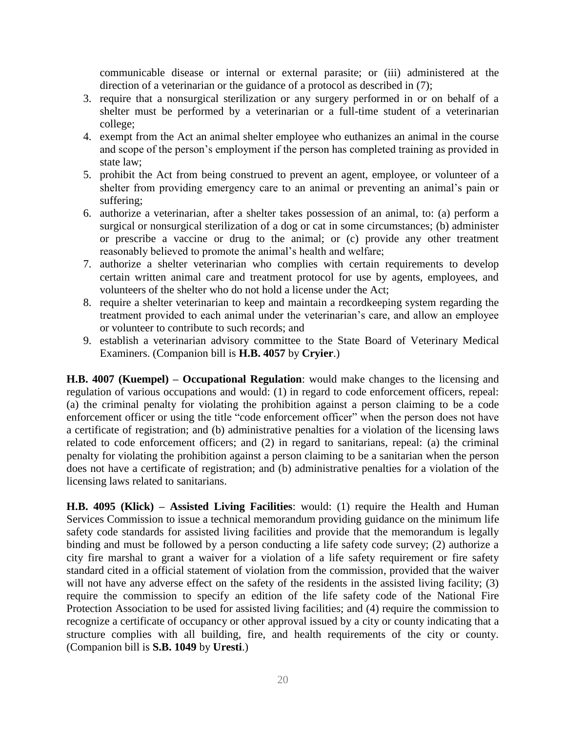communicable disease or internal or external parasite; or (iii) administered at the direction of a veterinarian or the guidance of a protocol as described in (7);

3. require that a nonsurgical sterilization or any surgery performed in or on behalf of a shelter must be performed by a veterinarian or a full-time student of a veterinarian college;
4. exempt from the Act an animal shelter employee who euthanizes an animal in the course and scope of the person's employment if the person has completed training as provided in state law;
5. prohibit the Act from being construed to prevent an agent, employee, or volunteer of a shelter from providing emergency care to an animal or preventing an animal's pain or suffering;
6. authorize a veterinarian, after a shelter takes possession of an animal, to: (a) perform a surgical or nonsurgical sterilization of a dog or cat in some circumstances; (b) administer or prescribe a vaccine or drug to the animal; or (c) provide any other treatment reasonably believed to promote the animal's health and welfare;
7. authorize a shelter veterinarian who complies with certain requirements to develop certain written animal care and treatment protocol for use by agents, employees, and volunteers of the shelter who do not hold a license under the Act;
8. require a shelter veterinarian to keep and maintain a recordkeeping system regarding the treatment provided to each animal under the veterinarian's care, and allow an employee or volunteer to contribute to such records; and
9. establish a veterinarian advisory committee to the State Board of Veterinary Medical Examiners. (Companion bill is **H.B. 4057** by **Cryier**.)

**H.B. 4007 (Kuempel) – Occupational Regulation**: would make changes to the licensing and regulation of various occupations and would: (1) in regard to code enforcement officers, repeal: (a) the criminal penalty for violating the prohibition against a person claiming to be a code enforcement officer or using the title "code enforcement officer" when the person does not have a certificate of registration; and (b) administrative penalties for a violation of the licensing laws related to code enforcement officers; and (2) in regard to sanitarians, repeal: (a) the criminal penalty for violating the prohibition against a person claiming to be a sanitarian when the person does not have a certificate of registration; and (b) administrative penalties for a violation of the licensing laws related to sanitarians.

**H.B. 4095 (Klick) – Assisted Living Facilities**: would: (1) require the Health and Human Services Commission to issue a technical memorandum providing guidance on the minimum life safety code standards for assisted living facilities and provide that the memorandum is legally binding and must be followed by a person conducting a life safety code survey; (2) authorize a city fire marshal to grant a waiver for a violation of a life safety requirement or fire safety standard cited in a official statement of violation from the commission, provided that the waiver will not have any adverse effect on the safety of the residents in the assisted living facility; (3) require the commission to specify an edition of the life safety code of the National Fire Protection Association to be used for assisted living facilities; and (4) require the commission to recognize a certificate of occupancy or other approval issued by a city or county indicating that a structure complies with all building, fire, and health requirements of the city or county. (Companion bill is **S.B. 1049** by **Uresti**.)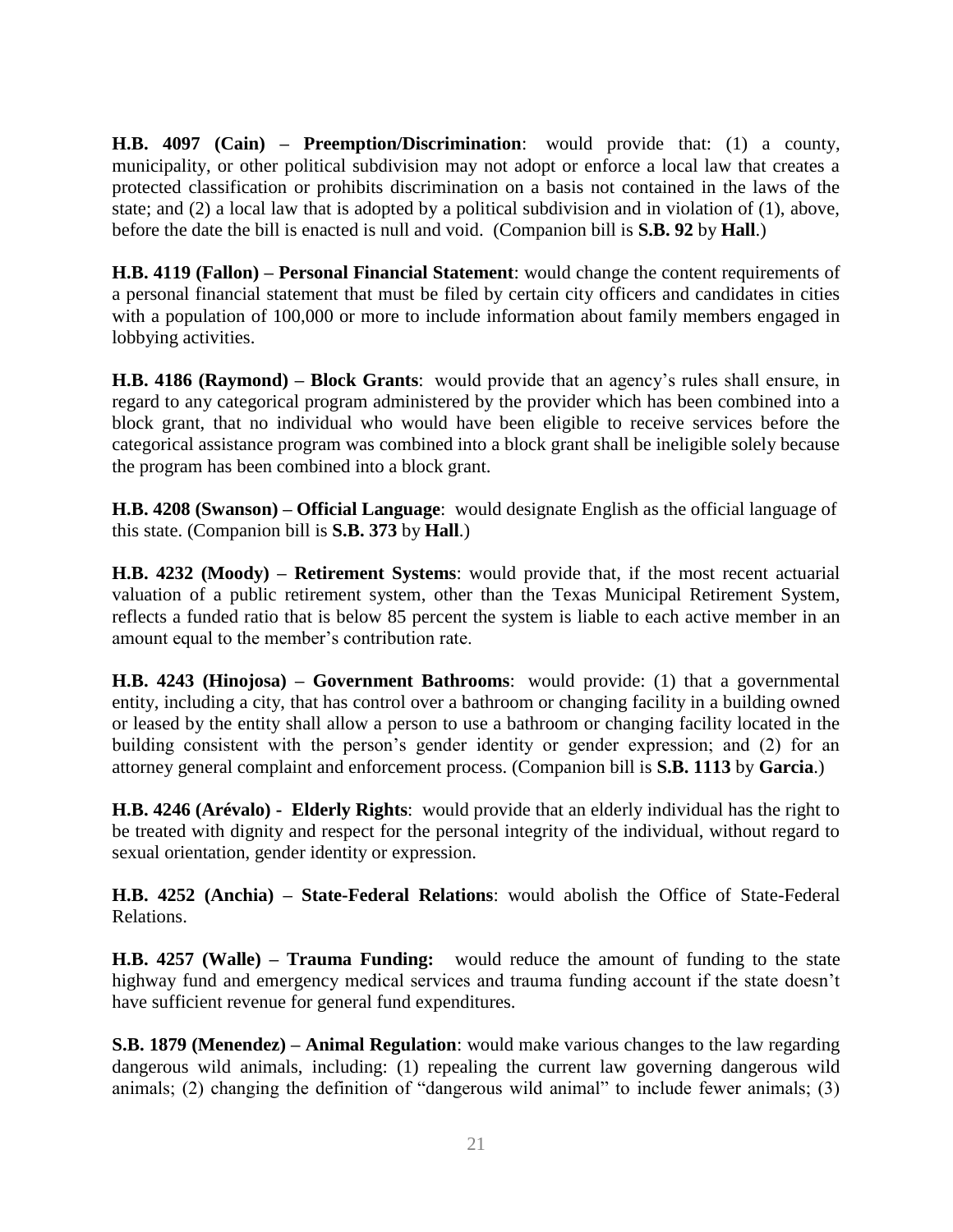**H.B. 4097 (Cain) – Preemption/Discrimination**: would provide that: (1) a county, municipality, or other political subdivision may not adopt or enforce a local law that creates a protected classification or prohibits discrimination on a basis not contained in the laws of the state; and (2) a local law that is adopted by a political subdivision and in violation of (1), above, before the date the bill is enacted is null and void. (Companion bill is **S.B. 92** by **Hall**.)

**H.B. 4119 (Fallon) – Personal Financial Statement**: would change the content requirements of a personal financial statement that must be filed by certain city officers and candidates in cities with a population of 100,000 or more to include information about family members engaged in lobbying activities.

**H.B. 4186 (Raymond) – Block Grants**: would provide that an agency's rules shall ensure, in regard to any categorical program administered by the provider which has been combined into a block grant, that no individual who would have been eligible to receive services before the categorical assistance program was combined into a block grant shall be ineligible solely because the program has been combined into a block grant.

**H.B. 4208 (Swanson) – Official Language**: would designate English as the official language of this state. (Companion bill is **S.B. 373** by **Hall**.)

**H.B. 4232 (Moody) – Retirement Systems**: would provide that, if the most recent actuarial valuation of a public retirement system, other than the Texas Municipal Retirement System, reflects a funded ratio that is below 85 percent the system is liable to each active member in an amount equal to the member's contribution rate.

**H.B. 4243 (Hinojosa) – Government Bathrooms**: would provide: (1) that a governmental entity, including a city, that has control over a bathroom or changing facility in a building owned or leased by the entity shall allow a person to use a bathroom or changing facility located in the building consistent with the person's gender identity or gender expression; and (2) for an attorney general complaint and enforcement process. (Companion bill is **S.B. 1113** by **Garcia**.)

**H.B. 4246 (Arévalo) - Elderly Rights**: would provide that an elderly individual has the right to be treated with dignity and respect for the personal integrity of the individual, without regard to sexual orientation, gender identity or expression.

**H.B. 4252 (Anchia) – State-Federal Relations**: would abolish the Office of State-Federal Relations.

**H.B. 4257 (Walle) – Trauma Funding:** would reduce the amount of funding to the state highway fund and emergency medical services and trauma funding account if the state doesn't have sufficient revenue for general fund expenditures.

**S.B. 1879 (Menendez) – Animal Regulation**: would make various changes to the law regarding dangerous wild animals, including: (1) repealing the current law governing dangerous wild animals; (2) changing the definition of "dangerous wild animal" to include fewer animals; (3)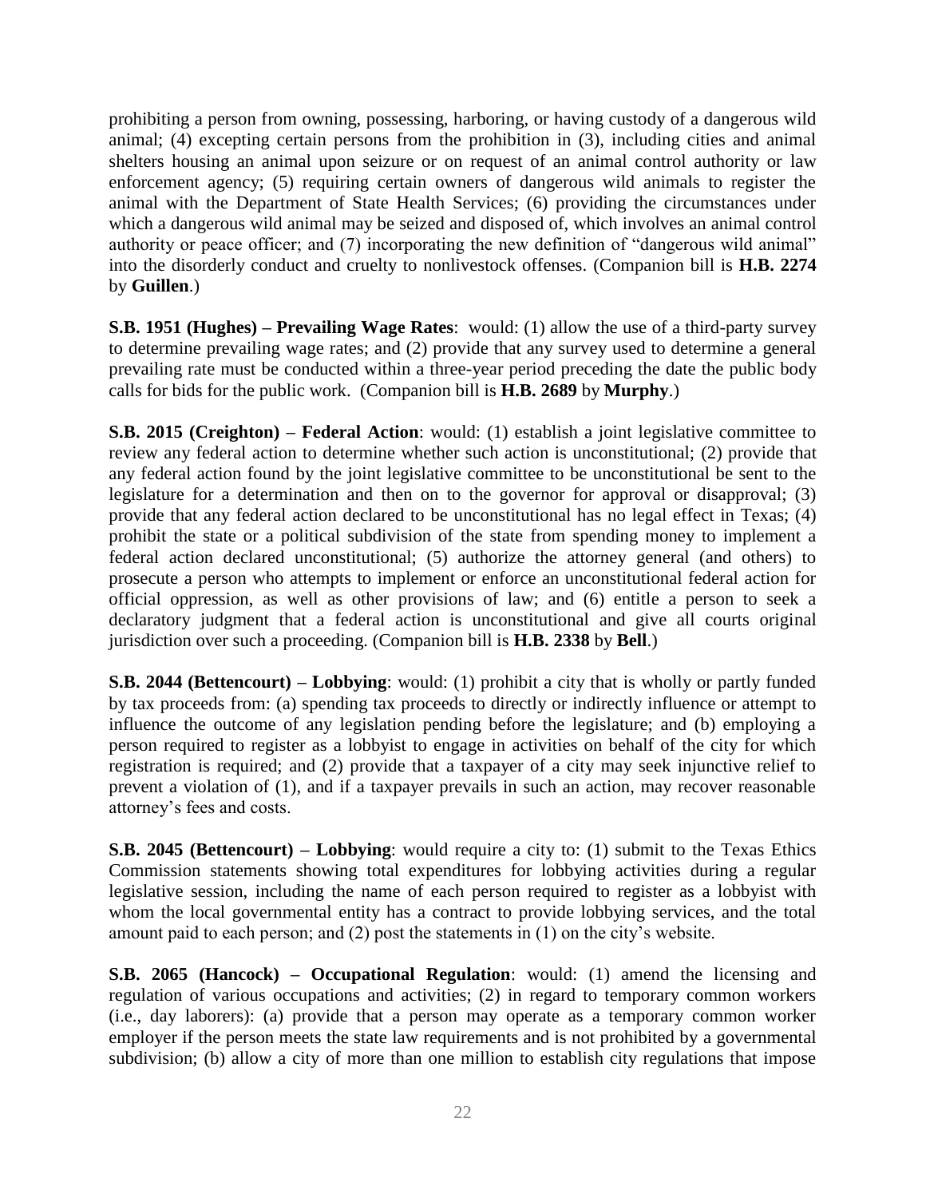prohibiting a person from owning, possessing, harboring, or having custody of a dangerous wild animal; (4) excepting certain persons from the prohibition in (3), including cities and animal shelters housing an animal upon seizure or on request of an animal control authority or law enforcement agency; (5) requiring certain owners of dangerous wild animals to register the animal with the Department of State Health Services; (6) providing the circumstances under which a dangerous wild animal may be seized and disposed of, which involves an animal control authority or peace officer; and (7) incorporating the new definition of "dangerous wild animal" into the disorderly conduct and cruelty to nonlivestock offenses. (Companion bill is **H.B. 2274** by **Guillen**.)

**S.B. 1951 (Hughes) – Prevailing Wage Rates**: would: (1) allow the use of a third-party survey to determine prevailing wage rates; and (2) provide that any survey used to determine a general prevailing rate must be conducted within a three-year period preceding the date the public body calls for bids for the public work. (Companion bill is **H.B. 2689** by **Murphy**.)

**S.B. 2015 (Creighton) – Federal Action**: would: (1) establish a joint legislative committee to review any federal action to determine whether such action is unconstitutional; (2) provide that any federal action found by the joint legislative committee to be unconstitutional be sent to the legislature for a determination and then on to the governor for approval or disapproval; (3) provide that any federal action declared to be unconstitutional has no legal effect in Texas; (4) prohibit the state or a political subdivision of the state from spending money to implement a federal action declared unconstitutional; (5) authorize the attorney general (and others) to prosecute a person who attempts to implement or enforce an unconstitutional federal action for official oppression, as well as other provisions of law; and (6) entitle a person to seek a declaratory judgment that a federal action is unconstitutional and give all courts original jurisdiction over such a proceeding. (Companion bill is **H.B. 2338** by **Bell**.)

**S.B. 2044 (Bettencourt) – Lobbying**: would: (1) prohibit a city that is wholly or partly funded by tax proceeds from: (a) spending tax proceeds to directly or indirectly influence or attempt to influence the outcome of any legislation pending before the legislature; and (b) employing a person required to register as a lobbyist to engage in activities on behalf of the city for which registration is required; and (2) provide that a taxpayer of a city may seek injunctive relief to prevent a violation of (1), and if a taxpayer prevails in such an action, may recover reasonable attorney's fees and costs.

**S.B. 2045 (Bettencourt) – Lobbying**: would require a city to: (1) submit to the Texas Ethics Commission statements showing total expenditures for lobbying activities during a regular legislative session, including the name of each person required to register as a lobbyist with whom the local governmental entity has a contract to provide lobbying services, and the total amount paid to each person; and (2) post the statements in (1) on the city's website.

**S.B. 2065 (Hancock) – Occupational Regulation**: would: (1) amend the licensing and regulation of various occupations and activities; (2) in regard to temporary common workers (i.e., day laborers): (a) provide that a person may operate as a temporary common worker employer if the person meets the state law requirements and is not prohibited by a governmental subdivision; (b) allow a city of more than one million to establish city regulations that impose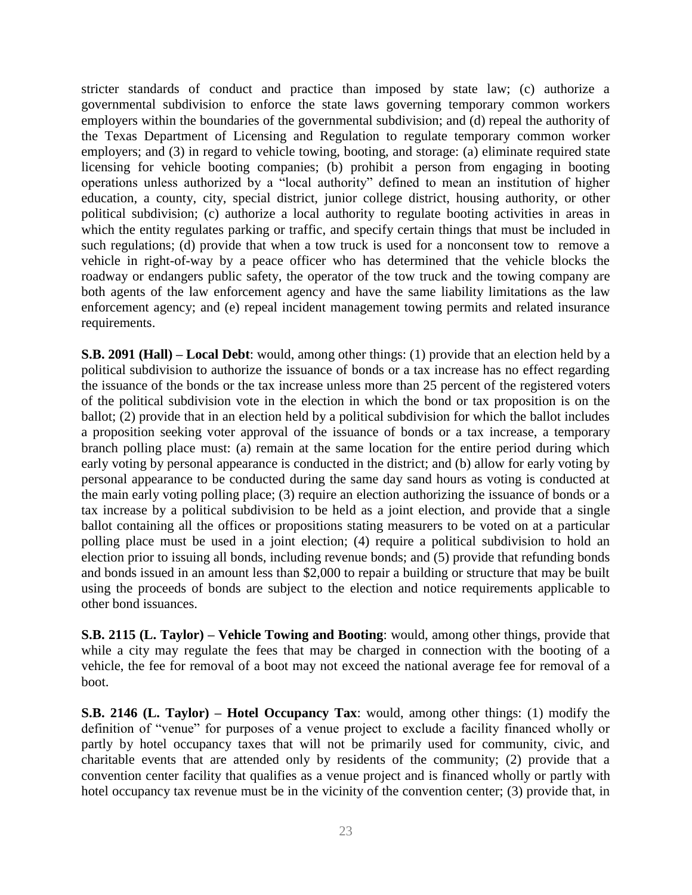stricter standards of conduct and practice than imposed by state law; (c) authorize a governmental subdivision to enforce the state laws governing temporary common workers employers within the boundaries of the governmental subdivision; and (d) repeal the authority of the Texas Department of Licensing and Regulation to regulate temporary common worker employers; and (3) in regard to vehicle towing, booting, and storage: (a) eliminate required state licensing for vehicle booting companies; (b) prohibit a person from engaging in booting operations unless authorized by a "local authority" defined to mean an institution of higher education, a county, city, special district, junior college district, housing authority, or other political subdivision; (c) authorize a local authority to regulate booting activities in areas in which the entity regulates parking or traffic, and specify certain things that must be included in such regulations; (d) provide that when a tow truck is used for a nonconsent tow to remove a vehicle in right-of-way by a peace officer who has determined that the vehicle blocks the roadway or endangers public safety, the operator of the tow truck and the towing company are both agents of the law enforcement agency and have the same liability limitations as the law enforcement agency; and (e) repeal incident management towing permits and related insurance requirements.

**S.B. 2091 (Hall) – Local Debt**: would, among other things: (1) provide that an election held by a political subdivision to authorize the issuance of bonds or a tax increase has no effect regarding the issuance of the bonds or the tax increase unless more than 25 percent of the registered voters of the political subdivision vote in the election in which the bond or tax proposition is on the ballot; (2) provide that in an election held by a political subdivision for which the ballot includes a proposition seeking voter approval of the issuance of bonds or a tax increase, a temporary branch polling place must: (a) remain at the same location for the entire period during which early voting by personal appearance is conducted in the district; and (b) allow for early voting by personal appearance to be conducted during the same day sand hours as voting is conducted at the main early voting polling place; (3) require an election authorizing the issuance of bonds or a tax increase by a political subdivision to be held as a joint election, and provide that a single ballot containing all the offices or propositions stating measurers to be voted on at a particular polling place must be used in a joint election; (4) require a political subdivision to hold an election prior to issuing all bonds, including revenue bonds; and (5) provide that refunding bonds and bonds issued in an amount less than $2,000 to repair a building or structure that may be built using the proceeds of bonds are subject to the election and notice requirements applicable to other bond issuances.

**S.B. 2115 (L. Taylor) – Vehicle Towing and Booting**: would, among other things, provide that while a city may regulate the fees that may be charged in connection with the booting of a vehicle, the fee for removal of a boot may not exceed the national average fee for removal of a boot.

**S.B. 2146 (L. Taylor) – Hotel Occupancy Tax**: would, among other things: (1) modify the definition of "venue" for purposes of a venue project to exclude a facility financed wholly or partly by hotel occupancy taxes that will not be primarily used for community, civic, and charitable events that are attended only by residents of the community; (2) provide that a convention center facility that qualifies as a venue project and is financed wholly or partly with hotel occupancy tax revenue must be in the vicinity of the convention center; (3) provide that, in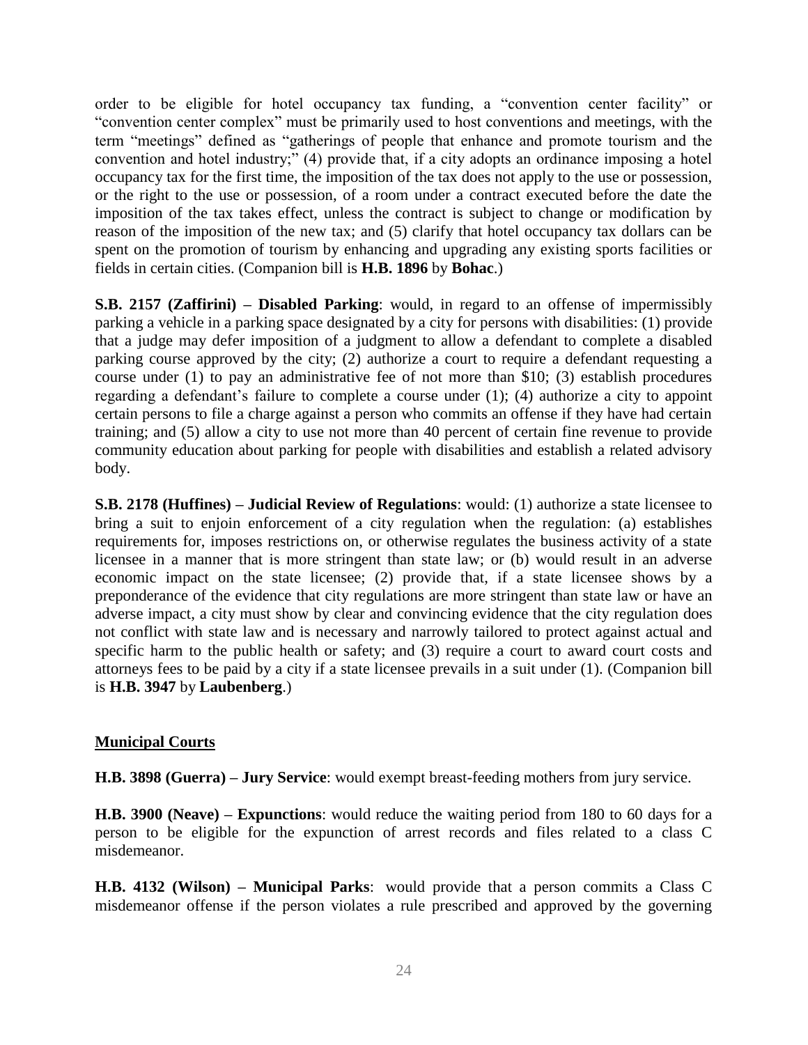order to be eligible for hotel occupancy tax funding, a "convention center facility" or "convention center complex" must be primarily used to host conventions and meetings, with the term "meetings" defined as "gatherings of people that enhance and promote tourism and the convention and hotel industry;" (4) provide that, if a city adopts an ordinance imposing a hotel occupancy tax for the first time, the imposition of the tax does not apply to the use or possession, or the right to the use or possession, of a room under a contract executed before the date the imposition of the tax takes effect, unless the contract is subject to change or modification by reason of the imposition of the new tax; and (5) clarify that hotel occupancy tax dollars can be spent on the promotion of tourism by enhancing and upgrading any existing sports facilities or fields in certain cities. (Companion bill is **H.B. 1896** by **Bohac**.)

**S.B. 2157 (Zaffirini) – Disabled Parking**: would, in regard to an offense of impermissibly parking a vehicle in a parking space designated by a city for persons with disabilities: (1) provide that a judge may defer imposition of a judgment to allow a defendant to complete a disabled parking course approved by the city; (2) authorize a court to require a defendant requesting a course under (1) to pay an administrative fee of not more than $10; (3) establish procedures regarding a defendant's failure to complete a course under (1); (4) authorize a city to appoint certain persons to file a charge against a person who commits an offense if they have had certain training; and (5) allow a city to use not more than 40 percent of certain fine revenue to provide community education about parking for people with disabilities and establish a related advisory body.

**S.B. 2178 (Huffines) – Judicial Review of Regulations**: would: (1) authorize a state licensee to bring a suit to enjoin enforcement of a city regulation when the regulation: (a) establishes requirements for, imposes restrictions on, or otherwise regulates the business activity of a state licensee in a manner that is more stringent than state law; or (b) would result in an adverse economic impact on the state licensee; (2) provide that, if a state licensee shows by a preponderance of the evidence that city regulations are more stringent than state law or have an adverse impact, a city must show by clear and convincing evidence that the city regulation does not conflict with state law and is necessary and narrowly tailored to protect against actual and specific harm to the public health or safety; and (3) require a court to award court costs and attorneys fees to be paid by a city if a state licensee prevails in a suit under (1). (Companion bill is **H.B. 3947** by **Laubenberg**.)

## Municipal Courts

**H.B. 3898 (Guerra) – Jury Service**: would exempt breast-feeding mothers from jury service.

**H.B. 3900 (Neave) – Expunctions**: would reduce the waiting period from 180 to 60 days for a person to be eligible for the expunction of arrest records and files related to a class C misdemeanor.

**H.B. 4132 (Wilson) – Municipal Parks**: would provide that a person commits a Class C misdemeanor offense if the person violates a rule prescribed and approved by the governing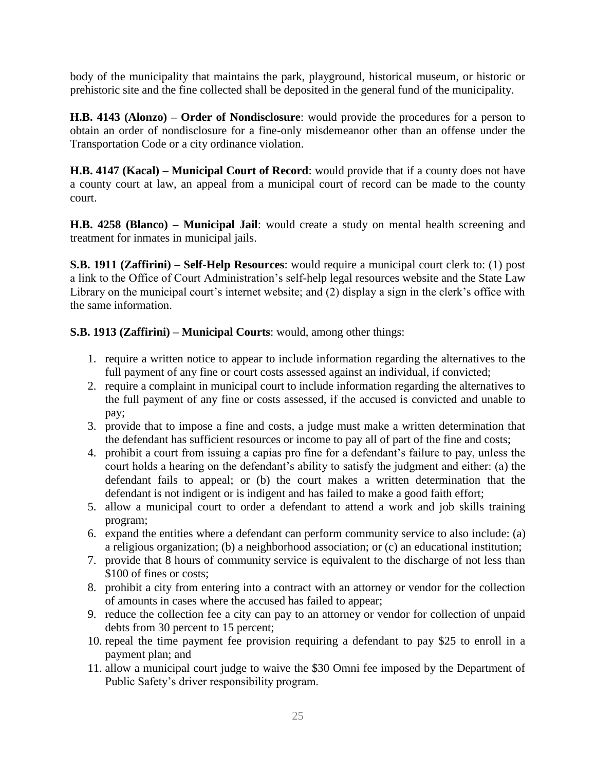body of the municipality that maintains the park, playground, historical museum, or historic or prehistoric site and the fine collected shall be deposited in the general fund of the municipality.

**H.B. 4143 (Alonzo) – Order of Nondisclosure**: would provide the procedures for a person to obtain an order of nondisclosure for a fine-only misdemeanor other than an offense under the Transportation Code or a city ordinance violation.

**H.B. 4147 (Kacal) – Municipal Court of Record**: would provide that if a county does not have a county court at law, an appeal from a municipal court of record can be made to the county court.

**H.B. 4258 (Blanco) – Municipal Jail**: would create a study on mental health screening and treatment for inmates in municipal jails.

**S.B. 1911 (Zaffirini) – Self-Help Resources**: would require a municipal court clerk to: (1) post a link to the Office of Court Administration's self-help legal resources website and the State Law Library on the municipal court's internet website; and (2) display a sign in the clerk's office with the same information.

**S.B. 1913 (Zaffirini) – Municipal Courts**: would, among other things:

1. require a written notice to appear to include information regarding the alternatives to the full payment of any fine or court costs assessed against an individual, if convicted;
2. require a complaint in municipal court to include information regarding the alternatives to the full payment of any fine or costs assessed, if the accused is convicted and unable to pay;
3. provide that to impose a fine and costs, a judge must make a written determination that the defendant has sufficient resources or income to pay all of part of the fine and costs;
4. prohibit a court from issuing a capias pro fine for a defendant's failure to pay, unless the court holds a hearing on the defendant's ability to satisfy the judgment and either: (a) the defendant fails to appeal; or (b) the court makes a written determination that the defendant is not indigent or is indigent and has failed to make a good faith effort;
5. allow a municipal court to order a defendant to attend a work and job skills training program;
6. expand the entities where a defendant can perform community service to also include: (a) a religious organization; (b) a neighborhood association; or (c) an educational institution;
7. provide that 8 hours of community service is equivalent to the discharge of not less than $100 of fines or costs;
8. prohibit a city from entering into a contract with an attorney or vendor for the collection of amounts in cases where the accused has failed to appear;
9. reduce the collection fee a city can pay to an attorney or vendor for collection of unpaid debts from 30 percent to 15 percent;
10. repeal the time payment fee provision requiring a defendant to pay $25 to enroll in a payment plan; and
11. allow a municipal court judge to waive the $30 Omni fee imposed by the Department of Public Safety's driver responsibility program.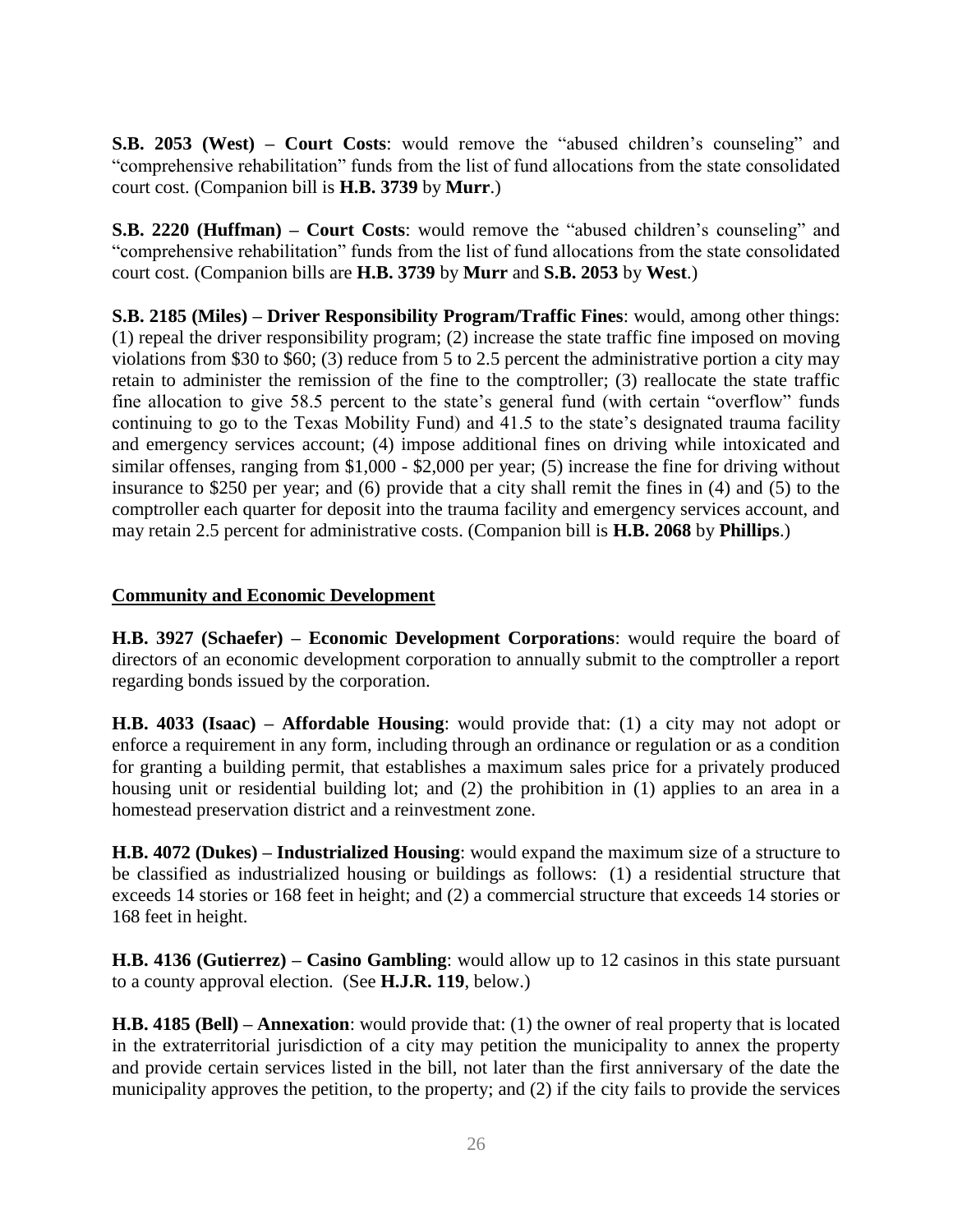**S.B. 2053 (West) – Court Costs**: would remove the "abused children's counseling" and "comprehensive rehabilitation" funds from the list of fund allocations from the state consolidated court cost. (Companion bill is **H.B. 3739** by **Murr**.)

**S.B. 2220 (Huffman) – Court Costs**: would remove the "abused children's counseling" and "comprehensive rehabilitation" funds from the list of fund allocations from the state consolidated court cost. (Companion bills are **H.B. 3739** by **Murr** and **S.B. 2053** by **West**.)

**S.B. 2185 (Miles) – Driver Responsibility Program/Traffic Fines**: would, among other things: (1) repeal the driver responsibility program; (2) increase the state traffic fine imposed on moving violations from $30 to $60; (3) reduce from 5 to 2.5 percent the administrative portion a city may retain to administer the remission of the fine to the comptroller; (3) reallocate the state traffic fine allocation to give 58.5 percent to the state's general fund (with certain "overflow" funds continuing to go to the Texas Mobility Fund) and 41.5 to the state's designated trauma facility and emergency services account; (4) impose additional fines on driving while intoxicated and similar offenses, ranging from $1,000 - $2,000 per year; (5) increase the fine for driving without insurance to $250 per year; and (6) provide that a city shall remit the fines in (4) and (5) to the comptroller each quarter for deposit into the trauma facility and emergency services account, and may retain 2.5 percent for administrative costs. (Companion bill is **H.B. 2068** by **Phillips**.)

## Community and Economic Development

**H.B. 3927 (Schaefer) – Economic Development Corporations**: would require the board of directors of an economic development corporation to annually submit to the comptroller a report regarding bonds issued by the corporation.

**H.B. 4033 (Isaac) – Affordable Housing**: would provide that: (1) a city may not adopt or enforce a requirement in any form, including through an ordinance or regulation or as a condition for granting a building permit, that establishes a maximum sales price for a privately produced housing unit or residential building lot; and (2) the prohibition in (1) applies to an area in a homestead preservation district and a reinvestment zone.

**H.B. 4072 (Dukes) – Industrialized Housing**: would expand the maximum size of a structure to be classified as industrialized housing or buildings as follows: (1) a residential structure that exceeds 14 stories or 168 feet in height; and (2) a commercial structure that exceeds 14 stories or 168 feet in height.

**H.B. 4136 (Gutierrez) – Casino Gambling**: would allow up to 12 casinos in this state pursuant to a county approval election. (See **H.J.R. 119**, below.)

**H.B. 4185 (Bell) – Annexation**: would provide that: (1) the owner of real property that is located in the extraterritorial jurisdiction of a city may petition the municipality to annex the property and provide certain services listed in the bill, not later than the first anniversary of the date the municipality approves the petition, to the property; and (2) if the city fails to provide the services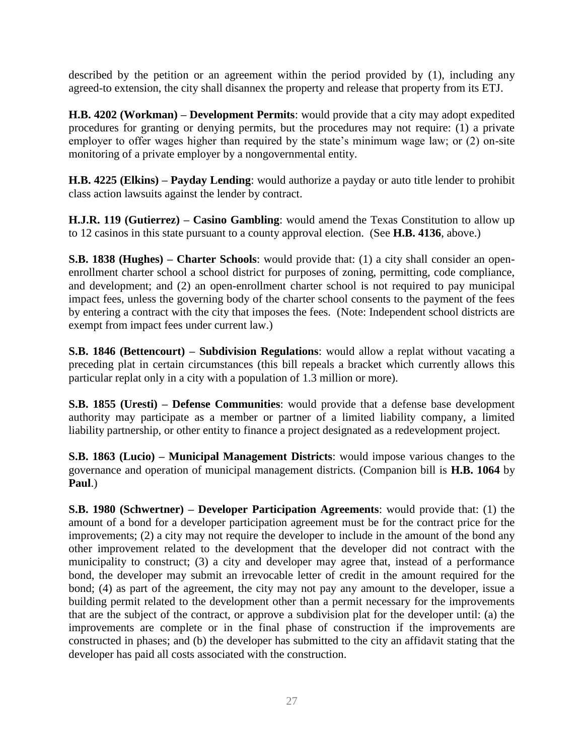described by the petition or an agreement within the period provided by (1), including any agreed-to extension, the city shall disannex the property and release that property from its ETJ.

**H.B. 4202 (Workman) – Development Permits**: would provide that a city may adopt expedited procedures for granting or denying permits, but the procedures may not require: (1) a private employer to offer wages higher than required by the state's minimum wage law; or (2) on-site monitoring of a private employer by a nongovernmental entity.

**H.B. 4225 (Elkins) – Payday Lending**: would authorize a payday or auto title lender to prohibit class action lawsuits against the lender by contract.

**H.J.R. 119 (Gutierrez) – Casino Gambling**: would amend the Texas Constitution to allow up to 12 casinos in this state pursuant to a county approval election. (See **H.B. 4136**, above.)

**S.B. 1838 (Hughes) – Charter Schools**: would provide that: (1) a city shall consider an open-enrollment charter school a school district for purposes of zoning, permitting, code compliance, and development; and (2) an open-enrollment charter school is not required to pay municipal impact fees, unless the governing body of the charter school consents to the payment of the fees by entering a contract with the city that imposes the fees. (Note: Independent school districts are exempt from impact fees under current law.)

**S.B. 1846 (Bettencourt) – Subdivision Regulations**: would allow a replat without vacating a preceding plat in certain circumstances (this bill repeals a bracket which currently allows this particular replat only in a city with a population of 1.3 million or more).

**S.B. 1855 (Uresti) – Defense Communities**: would provide that a defense base development authority may participate as a member or partner of a limited liability company, a limited liability partnership, or other entity to finance a project designated as a redevelopment project.

**S.B. 1863 (Lucio) – Municipal Management Districts**: would impose various changes to the governance and operation of municipal management districts. (Companion bill is **H.B. 1064** by **Paul**.)

**S.B. 1980 (Schwertner) – Developer Participation Agreements**: would provide that: (1) the amount of a bond for a developer participation agreement must be for the contract price for the improvements; (2) a city may not require the developer to include in the amount of the bond any other improvement related to the development that the developer did not contract with the municipality to construct; (3) a city and developer may agree that, instead of a performance bond, the developer may submit an irrevocable letter of credit in the amount required for the bond; (4) as part of the agreement, the city may not pay any amount to the developer, issue a building permit related to the development other than a permit necessary for the improvements that are the subject of the contract, or approve a subdivision plat for the developer until: (a) the improvements are complete or in the final phase of construction if the improvements are constructed in phases; and (b) the developer has submitted to the city an affidavit stating that the developer has paid all costs associated with the construction.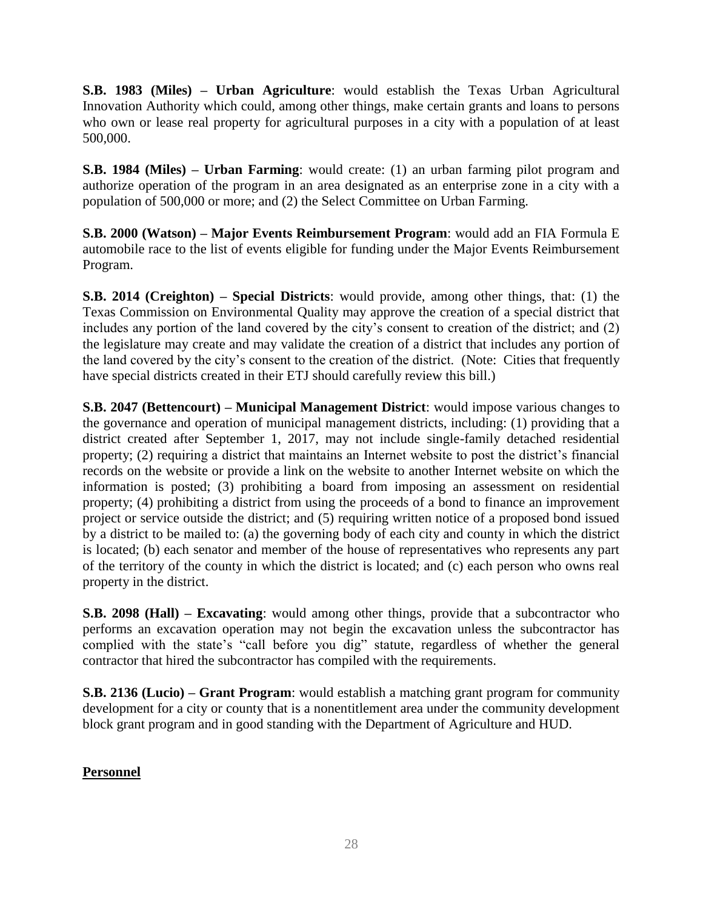**S.B. 1983 (Miles) – Urban Agriculture**: would establish the Texas Urban Agricultural Innovation Authority which could, among other things, make certain grants and loans to persons who own or lease real property for agricultural purposes in a city with a population of at least 500,000.

**S.B. 1984 (Miles) – Urban Farming**: would create: (1) an urban farming pilot program and authorize operation of the program in an area designated as an enterprise zone in a city with a population of 500,000 or more; and (2) the Select Committee on Urban Farming.

**S.B. 2000 (Watson) – Major Events Reimbursement Program**: would add an FIA Formula E automobile race to the list of events eligible for funding under the Major Events Reimbursement Program.

**S.B. 2014 (Creighton) – Special Districts**: would provide, among other things, that: (1) the Texas Commission on Environmental Quality may approve the creation of a special district that includes any portion of the land covered by the city's consent to creation of the district; and (2) the legislature may create and may validate the creation of a district that includes any portion of the land covered by the city's consent to the creation of the district. (Note: Cities that frequently have special districts created in their ETJ should carefully review this bill.)

**S.B. 2047 (Bettencourt) – Municipal Management District**: would impose various changes to the governance and operation of municipal management districts, including: (1) providing that a district created after September 1, 2017, may not include single-family detached residential property; (2) requiring a district that maintains an Internet website to post the district's financial records on the website or provide a link on the website to another Internet website on which the information is posted; (3) prohibiting a board from imposing an assessment on residential property; (4) prohibiting a district from using the proceeds of a bond to finance an improvement project or service outside the district; and (5) requiring written notice of a proposed bond issued by a district to be mailed to: (a) the governing body of each city and county in which the district is located; (b) each senator and member of the house of representatives who represents any part of the territory of the county in which the district is located; and (c) each person who owns real property in the district.

**S.B. 2098 (Hall) – Excavating**: would among other things, provide that a subcontractor who performs an excavation operation may not begin the excavation unless the subcontractor has complied with the state's "call before you dig" statute, regardless of whether the general contractor that hired the subcontractor has compiled with the requirements.

**S.B. 2136 (Lucio) – Grant Program**: would establish a matching grant program for community development for a city or county that is a nonentitlement area under the community development block grant program and in good standing with the Department of Agriculture and HUD.

## <u>Personnel</u>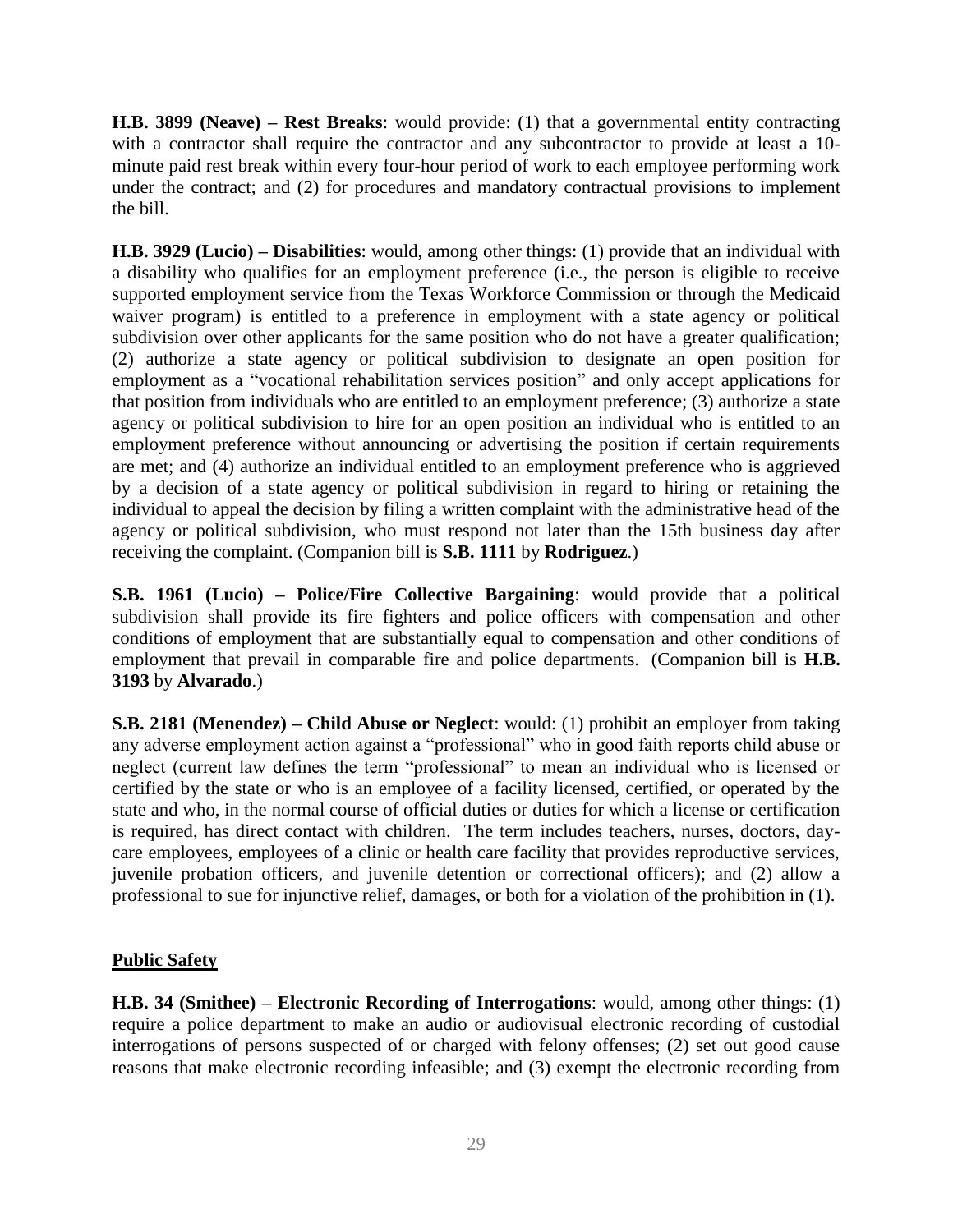**H.B. 3899 (Neave) – Rest Breaks**: would provide: (1) that a governmental entity contracting with a contractor shall require the contractor and any subcontractor to provide at least a 10-minute paid rest break within every four-hour period of work to each employee performing work under the contract; and (2) for procedures and mandatory contractual provisions to implement the bill.

**H.B. 3929 (Lucio) – Disabilities**: would, among other things: (1) provide that an individual with a disability who qualifies for an employment preference (i.e., the person is eligible to receive supported employment service from the Texas Workforce Commission or through the Medicaid waiver program) is entitled to a preference in employment with a state agency or political subdivision over other applicants for the same position who do not have a greater qualification; (2) authorize a state agency or political subdivision to designate an open position for employment as a "vocational rehabilitation services position" and only accept applications for that position from individuals who are entitled to an employment preference; (3) authorize a state agency or political subdivision to hire for an open position an individual who is entitled to an employment preference without announcing or advertising the position if certain requirements are met; and (4) authorize an individual entitled to an employment preference who is aggrieved by a decision of a state agency or political subdivision in regard to hiring or retaining the individual to appeal the decision by filing a written complaint with the administrative head of the agency or political subdivision, who must respond not later than the 15th business day after receiving the complaint. (Companion bill is **S.B. 1111** by **Rodriguez**.)

**S.B. 1961 (Lucio) – Police/Fire Collective Bargaining**: would provide that a political subdivision shall provide its fire fighters and police officers with compensation and other conditions of employment that are substantially equal to compensation and other conditions of employment that prevail in comparable fire and police departments. (Companion bill is **H.B. 3193** by **Alvarado**.)

**S.B. 2181 (Menendez) – Child Abuse or Neglect**: would: (1) prohibit an employer from taking any adverse employment action against a "professional" who in good faith reports child abuse or neglect (current law defines the term "professional" to mean an individual who is licensed or certified by the state or who is an employee of a facility licensed, certified, or operated by the state and who, in the normal course of official duties or duties for which a license or certification is required, has direct contact with children. The term includes teachers, nurses, doctors, day-care employees, employees of a clinic or health care facility that provides reproductive services, juvenile probation officers, and juvenile detention or correctional officers); and (2) allow a professional to sue for injunctive relief, damages, or both for a violation of the prohibition in (1).

## Public Safety

**H.B. 34 (Smithee) – Electronic Recording of Interrogations**: would, among other things: (1) require a police department to make an audio or audiovisual electronic recording of custodial interrogations of persons suspected of or charged with felony offenses; (2) set out good cause reasons that make electronic recording infeasible; and (3) exempt the electronic recording from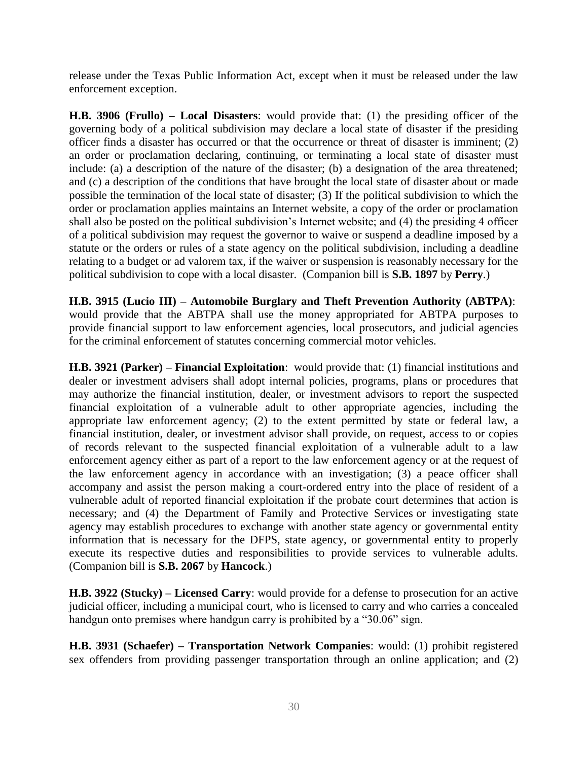release under the Texas Public Information Act, except when it must be released under the law enforcement exception.

**H.B. 3906 (Frullo) – Local Disasters**: would provide that: (1) the presiding officer of the governing body of a political subdivision may declare a local state of disaster if the presiding officer finds a disaster has occurred or that the occurrence or threat of disaster is imminent; (2) an order or proclamation declaring, continuing, or terminating a local state of disaster must include: (a) a description of the nature of the disaster; (b) a designation of the area threatened; and (c) a description of the conditions that have brought the local state of disaster about or made possible the termination of the local state of disaster; (3) If the political subdivision to which the order or proclamation applies maintains an Internet website, a copy of the order or proclamation shall also be posted on the political subdivision's Internet website; and (4) the presiding 4 officer of a political subdivision may request the governor to waive or suspend a deadline imposed by a statute or the orders or rules of a state agency on the political subdivision, including a deadline relating to a budget or ad valorem tax, if the waiver or suspension is reasonably necessary for the political subdivision to cope with a local disaster. (Companion bill is **S.B. 1897** by **Perry**.)

**H.B. 3915 (Lucio III) – Automobile Burglary and Theft Prevention Authority (ABTPA)**: would provide that the ABTPA shall use the money appropriated for ABTPA purposes to provide financial support to law enforcement agencies, local prosecutors, and judicial agencies for the criminal enforcement of statutes concerning commercial motor vehicles.

**H.B. 3921 (Parker) – Financial Exploitation**: would provide that: (1) financial institutions and dealer or investment advisers shall adopt internal policies, programs, plans or procedures that may authorize the financial institution, dealer, or investment advisors to report the suspected financial exploitation of a vulnerable adult to other appropriate agencies, including the appropriate law enforcement agency; (2) to the extent permitted by state or federal law, a financial institution, dealer, or investment advisor shall provide, on request, access to or copies of records relevant to the suspected financial exploitation of a vulnerable adult to a law enforcement agency either as part of a report to the law enforcement agency or at the request of the law enforcement agency in accordance with an investigation; (3) a peace officer shall accompany and assist the person making a court-ordered entry into the place of resident of a vulnerable adult of reported financial exploitation if the probate court determines that action is necessary; and (4) the Department of Family and Protective Services or investigating state agency may establish procedures to exchange with another state agency or governmental entity information that is necessary for the DFPS, state agency, or governmental entity to properly execute its respective duties and responsibilities to provide services to vulnerable adults. (Companion bill is **S.B. 2067** by **Hancock**.)

**H.B. 3922 (Stucky) – Licensed Carry**: would provide for a defense to prosecution for an active judicial officer, including a municipal court, who is licensed to carry and who carries a concealed handgun onto premises where handgun carry is prohibited by a "30.06" sign.

**H.B. 3931 (Schaefer) – Transportation Network Companies**: would: (1) prohibit registered sex offenders from providing passenger transportation through an online application; and (2)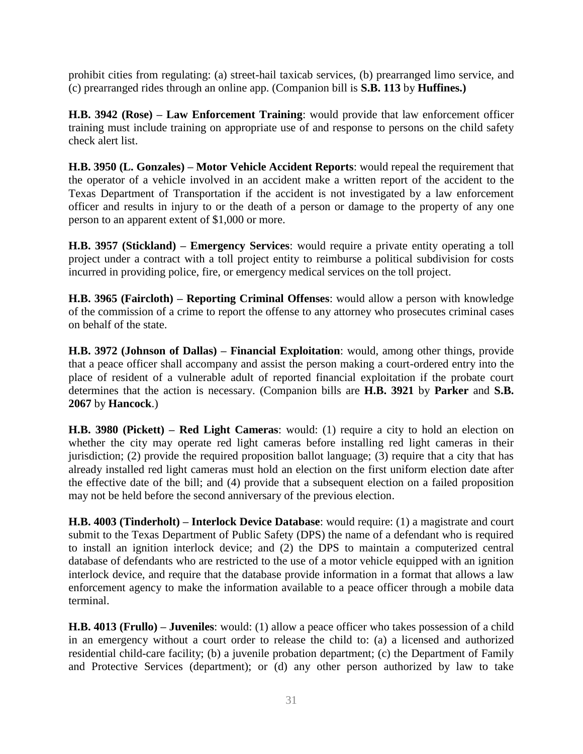prohibit cities from regulating: (a) street-hail taxicab services, (b) prearranged limo service, and (c) prearranged rides through an online app. (Companion bill is **S.B. 113** by **Huffines.)**

**H.B. 3942 (Rose) – Law Enforcement Training**: would provide that law enforcement officer training must include training on appropriate use of and response to persons on the child safety check alert list.

**H.B. 3950 (L. Gonzales) – Motor Vehicle Accident Reports**: would repeal the requirement that the operator of a vehicle involved in an accident make a written report of the accident to the Texas Department of Transportation if the accident is not investigated by a law enforcement officer and results in injury to or the death of a person or damage to the property of any one person to an apparent extent of $1,000 or more.

**H.B. 3957 (Stickland) – Emergency Services**: would require a private entity operating a toll project under a contract with a toll project entity to reimburse a political subdivision for costs incurred in providing police, fire, or emergency medical services on the toll project.

**H.B. 3965 (Faircloth) – Reporting Criminal Offenses**: would allow a person with knowledge of the commission of a crime to report the offense to any attorney who prosecutes criminal cases on behalf of the state.

**H.B. 3972 (Johnson of Dallas) – Financial Exploitation**: would, among other things, provide that a peace officer shall accompany and assist the person making a court-ordered entry into the place of resident of a vulnerable adult of reported financial exploitation if the probate court determines that the action is necessary. (Companion bills are **H.B. 3921** by **Parker** and **S.B. 2067** by **Hancock**.)

**H.B. 3980 (Pickett) – Red Light Cameras**: would: (1) require a city to hold an election on whether the city may operate red light cameras before installing red light cameras in their jurisdiction; (2) provide the required proposition ballot language; (3) require that a city that has already installed red light cameras must hold an election on the first uniform election date after the effective date of the bill; and (4) provide that a subsequent election on a failed proposition may not be held before the second anniversary of the previous election.

**H.B. 4003 (Tinderholt) – Interlock Device Database**: would require: (1) a magistrate and court submit to the Texas Department of Public Safety (DPS) the name of a defendant who is required to install an ignition interlock device; and (2) the DPS to maintain a computerized central database of defendants who are restricted to the use of a motor vehicle equipped with an ignition interlock device, and require that the database provide information in a format that allows a law enforcement agency to make the information available to a peace officer through a mobile data terminal.

**H.B. 4013 (Frullo) – Juveniles**: would: (1) allow a peace officer who takes possession of a child in an emergency without a court order to release the child to: (a) a licensed and authorized residential child-care facility; (b) a juvenile probation department; (c) the Department of Family and Protective Services (department); or (d) any other person authorized by law to take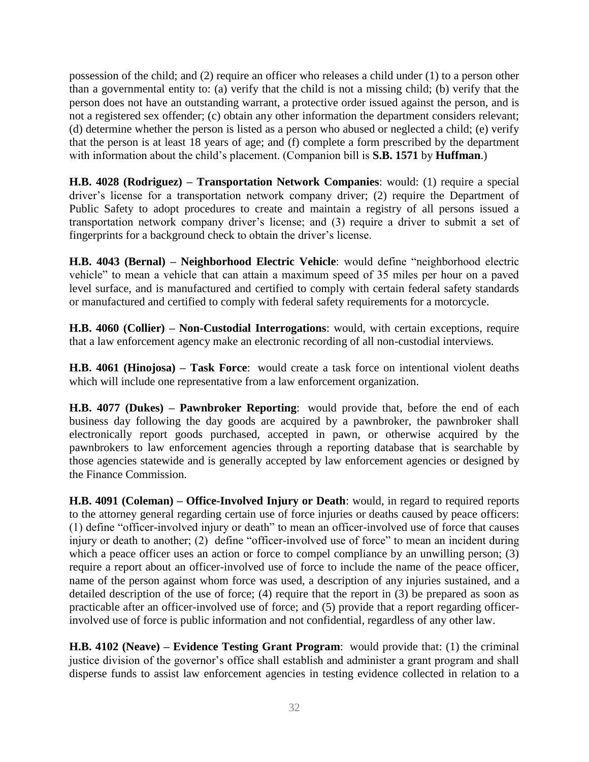possession of the child; and (2) require an officer who releases a child under (1) to a person other than a governmental entity to: (a) verify that the child is not a missing child; (b) verify that the person does not have an outstanding warrant, a protective order issued against the person, and is not a registered sex offender; (c) obtain any other information the department considers relevant; (d) determine whether the person is listed as a person who abused or neglected a child; (e) verify that the person is at least 18 years of age; and (f) complete a form prescribed by the department with information about the child's placement. (Companion bill is **S.B. 1571** by **Huffman**.)

**H.B. 4028 (Rodriguez) – Transportation Network Companies**: would: (1) require a special driver's license for a transportation network company driver; (2) require the Department of Public Safety to adopt procedures to create and maintain a registry of all persons issued a transportation network company driver's license; and (3) require a driver to submit a set of fingerprints for a background check to obtain the driver's license.

**H.B. 4043 (Bernal) – Neighborhood Electric Vehicle**: would define "neighborhood electric vehicle" to mean a vehicle that can attain a maximum speed of 35 miles per hour on a paved level surface, and is manufactured and certified to comply with certain federal safety standards or manufactured and certified to comply with federal safety requirements for a motorcycle.

**H.B. 4060 (Collier) – Non-Custodial Interrogations**: would, with certain exceptions, require that a law enforcement agency make an electronic recording of all non-custodial interviews.

**H.B. 4061 (Hinojosa) – Task Force**: would create a task force on intentional violent deaths which will include one representative from a law enforcement organization.

**H.B. 4077 (Dukes) – Pawnbroker Reporting**: would provide that, before the end of each business day following the day goods are acquired by a pawnbroker, the pawnbroker shall electronically report goods purchased, accepted in pawn, or otherwise acquired by the pawnbrokers to law enforcement agencies through a reporting database that is searchable by those agencies statewide and is generally accepted by law enforcement agencies or designed by the Finance Commission.

**H.B. 4091 (Coleman) – Office-Involved Injury or Death**: would, in regard to required reports to the attorney general regarding certain use of force injuries or deaths caused by peace officers: (1) define "officer-involved injury or death" to mean an officer-involved use of force that causes injury or death to another; (2) define "officer-involved use of force" to mean an incident during which a peace officer uses an action or force to compel compliance by an unwilling person; (3) require a report about an officer-involved use of force to include the name of the peace officer, name of the person against whom force was used, a description of any injuries sustained, and a detailed description of the use of force; (4) require that the report in (3) be prepared as soon as practicable after an officer-involved use of force; and (5) provide that a report regarding officer-involved use of force is public information and not confidential, regardless of any other law.

**H.B. 4102 (Neave) – Evidence Testing Grant Program**: would provide that: (1) the criminal justice division of the governor's office shall establish and administer a grant program and shall disperse funds to assist law enforcement agencies in testing evidence collected in relation to a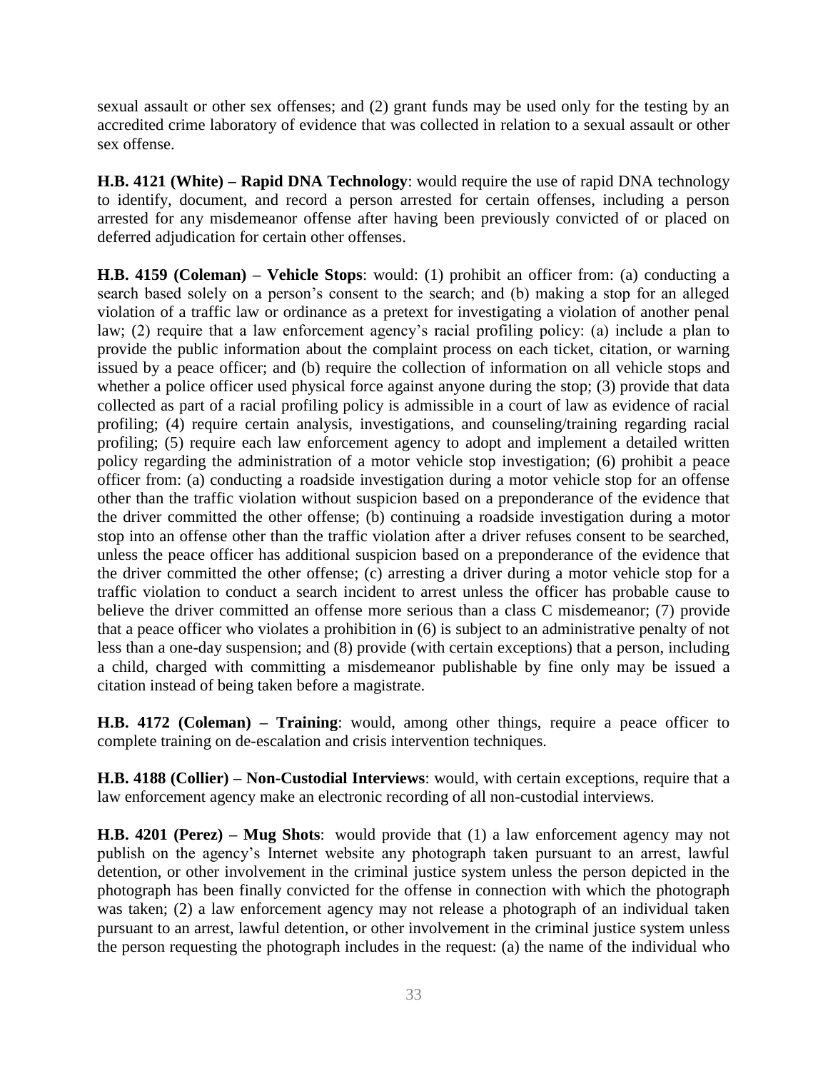sexual assault or other sex offenses; and (2) grant funds may be used only for the testing by an accredited crime laboratory of evidence that was collected in relation to a sexual assault or other sex offense.

**H.B. 4121 (White) – Rapid DNA Technology**: would require the use of rapid DNA technology to identify, document, and record a person arrested for certain offenses, including a person arrested for any misdemeanor offense after having been previously convicted of or placed on deferred adjudication for certain other offenses.

**H.B. 4159 (Coleman) – Vehicle Stops**: would: (1) prohibit an officer from: (a) conducting a search based solely on a person's consent to the search; and (b) making a stop for an alleged violation of a traffic law or ordinance as a pretext for investigating a violation of another penal law; (2) require that a law enforcement agency's racial profiling policy: (a) include a plan to provide the public information about the complaint process on each ticket, citation, or warning issued by a peace officer; and (b) require the collection of information on all vehicle stops and whether a police officer used physical force against anyone during the stop; (3) provide that data collected as part of a racial profiling policy is admissible in a court of law as evidence of racial profiling; (4) require certain analysis, investigations, and counseling/training regarding racial profiling; (5) require each law enforcement agency to adopt and implement a detailed written policy regarding the administration of a motor vehicle stop investigation; (6) prohibit a peace officer from: (a) conducting a roadside investigation during a motor vehicle stop for an offense other than the traffic violation without suspicion based on a preponderance of the evidence that the driver committed the other offense; (b) continuing a roadside investigation during a motor stop into an offense other than the traffic violation after a driver refuses consent to be searched, unless the peace officer has additional suspicion based on a preponderance of the evidence that the driver committed the other offense; (c) arresting a driver during a motor vehicle stop for a traffic violation to conduct a search incident to arrest unless the officer has probable cause to believe the driver committed an offense more serious than a class C misdemeanor; (7) provide that a peace officer who violates a prohibition in (6) is subject to an administrative penalty of not less than a one-day suspension; and (8) provide (with certain exceptions) that a person, including a child, charged with committing a misdemeanor publishable by fine only may be issued a citation instead of being taken before a magistrate.

**H.B. 4172 (Coleman) – Training**: would, among other things, require a peace officer to complete training on de-escalation and crisis intervention techniques.

**H.B. 4188 (Collier) – Non-Custodial Interviews**: would, with certain exceptions, require that a law enforcement agency make an electronic recording of all non-custodial interviews.

**H.B. 4201 (Perez) – Mug Shots**: would provide that (1) a law enforcement agency may not publish on the agency's Internet website any photograph taken pursuant to an arrest, lawful detention, or other involvement in the criminal justice system unless the person depicted in the photograph has been finally convicted for the offense in connection with which the photograph was taken; (2) a law enforcement agency may not release a photograph of an individual taken pursuant to an arrest, lawful detention, or other involvement in the criminal justice system unless the person requesting the photograph includes in the request: (a) the name of the individual who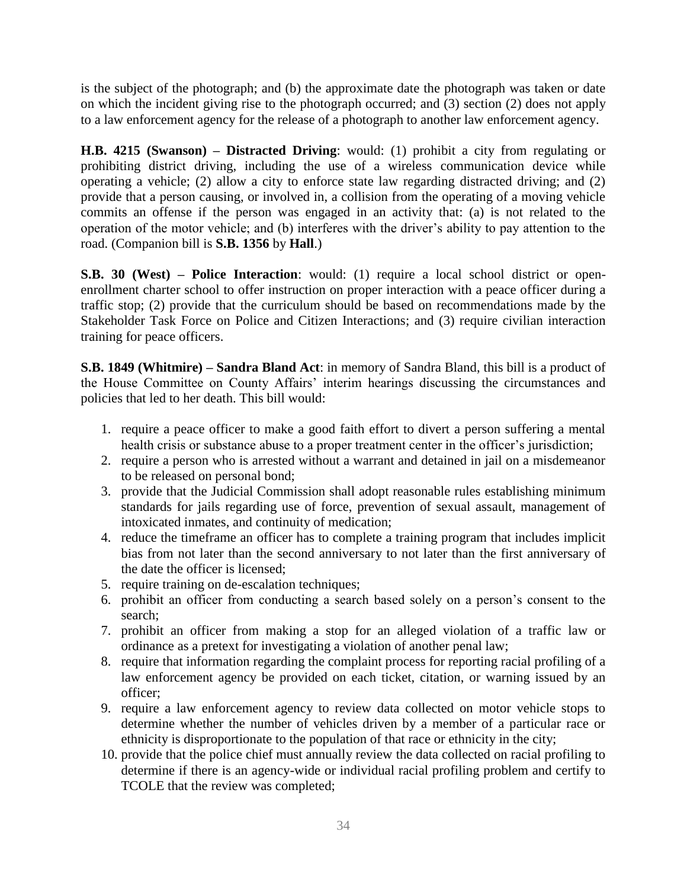is the subject of the photograph; and (b) the approximate date the photograph was taken or date on which the incident giving rise to the photograph occurred; and (3) section (2) does not apply to a law enforcement agency for the release of a photograph to another law enforcement agency.

**H.B. 4215 (Swanson) – Distracted Driving**: would: (1) prohibit a city from regulating or prohibiting district driving, including the use of a wireless communication device while operating a vehicle; (2) allow a city to enforce state law regarding distracted driving; and (2) provide that a person causing, or involved in, a collision from the operating of a moving vehicle commits an offense if the person was engaged in an activity that: (a) is not related to the operation of the motor vehicle; and (b) interferes with the driver's ability to pay attention to the road. (Companion bill is **S.B. 1356** by **Hall**.)

**S.B. 30 (West) – Police Interaction**: would: (1) require a local school district or open-enrollment charter school to offer instruction on proper interaction with a peace officer during a traffic stop; (2) provide that the curriculum should be based on recommendations made by the Stakeholder Task Force on Police and Citizen Interactions; and (3) require civilian interaction training for peace officers.

**S.B. 1849 (Whitmire) – Sandra Bland Act**: in memory of Sandra Bland, this bill is a product of the House Committee on County Affairs' interim hearings discussing the circumstances and policies that led to her death. This bill would:

1. require a peace officer to make a good faith effort to divert a person suffering a mental health crisis or substance abuse to a proper treatment center in the officer's jurisdiction;
2. require a person who is arrested without a warrant and detained in jail on a misdemeanor to be released on personal bond;
3. provide that the Judicial Commission shall adopt reasonable rules establishing minimum standards for jails regarding use of force, prevention of sexual assault, management of intoxicated inmates, and continuity of medication;
4. reduce the timeframe an officer has to complete a training program that includes implicit bias from not later than the second anniversary to not later than the first anniversary of the date the officer is licensed;
5. require training on de-escalation techniques;
6. prohibit an officer from conducting a search based solely on a person's consent to the search;
7. prohibit an officer from making a stop for an alleged violation of a traffic law or ordinance as a pretext for investigating a violation of another penal law;
8. require that information regarding the complaint process for reporting racial profiling of a law enforcement agency be provided on each ticket, citation, or warning issued by an officer;
9. require a law enforcement agency to review data collected on motor vehicle stops to determine whether the number of vehicles driven by a member of a particular race or ethnicity is disproportionate to the population of that race or ethnicity in the city;
10. provide that the police chief must annually review the data collected on racial profiling to determine if there is an agency-wide or individual racial profiling problem and certify to TCOLE that the review was completed;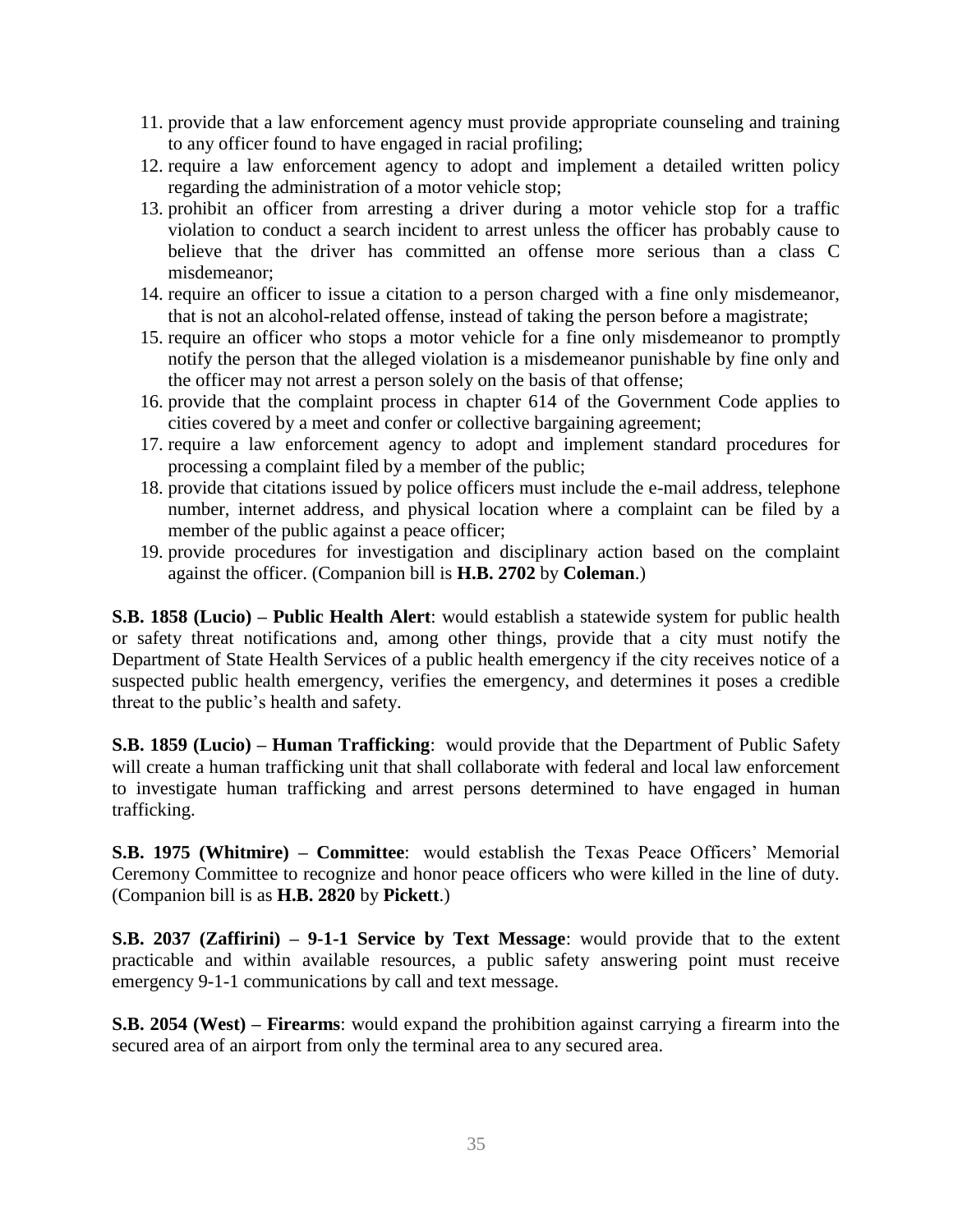11. provide that a law enforcement agency must provide appropriate counseling and training to any officer found to have engaged in racial profiling;
12. require a law enforcement agency to adopt and implement a detailed written policy regarding the administration of a motor vehicle stop;
13. prohibit an officer from arresting a driver during a motor vehicle stop for a traffic violation to conduct a search incident to arrest unless the officer has probably cause to believe that the driver has committed an offense more serious than a class C misdemeanor;
14. require an officer to issue a citation to a person charged with a fine only misdemeanor, that is not an alcohol-related offense, instead of taking the person before a magistrate;
15. require an officer who stops a motor vehicle for a fine only misdemeanor to promptly notify the person that the alleged violation is a misdemeanor punishable by fine only and the officer may not arrest a person solely on the basis of that offense;
16. provide that the complaint process in chapter 614 of the Government Code applies to cities covered by a meet and confer or collective bargaining agreement;
17. require a law enforcement agency to adopt and implement standard procedures for processing a complaint filed by a member of the public;
18. provide that citations issued by police officers must include the e-mail address, telephone number, internet address, and physical location where a complaint can be filed by a member of the public against a peace officer;
19. provide procedures for investigation and disciplinary action based on the complaint against the officer. (Companion bill is **H.B. 2702** by **Coleman**.)

**S.B. 1858 (Lucio) – Public Health Alert**: would establish a statewide system for public health or safety threat notifications and, among other things, provide that a city must notify the Department of State Health Services of a public health emergency if the city receives notice of a suspected public health emergency, verifies the emergency, and determines it poses a credible threat to the public's health and safety.

**S.B. 1859 (Lucio) – Human Trafficking**: would provide that the Department of Public Safety will create a human trafficking unit that shall collaborate with federal and local law enforcement to investigate human trafficking and arrest persons determined to have engaged in human trafficking.

**S.B. 1975 (Whitmire) – Committee**: would establish the Texas Peace Officers' Memorial Ceremony Committee to recognize and honor peace officers who were killed in the line of duty. (Companion bill is as **H.B. 2820** by **Pickett**.)

**S.B. 2037 (Zaffirini) – 9-1-1 Service by Text Message**: would provide that to the extent practicable and within available resources, a public safety answering point must receive emergency 9-1-1 communications by call and text message.

**S.B. 2054 (West) – Firearms**: would expand the prohibition against carrying a firearm into the secured area of an airport from only the terminal area to any secured area.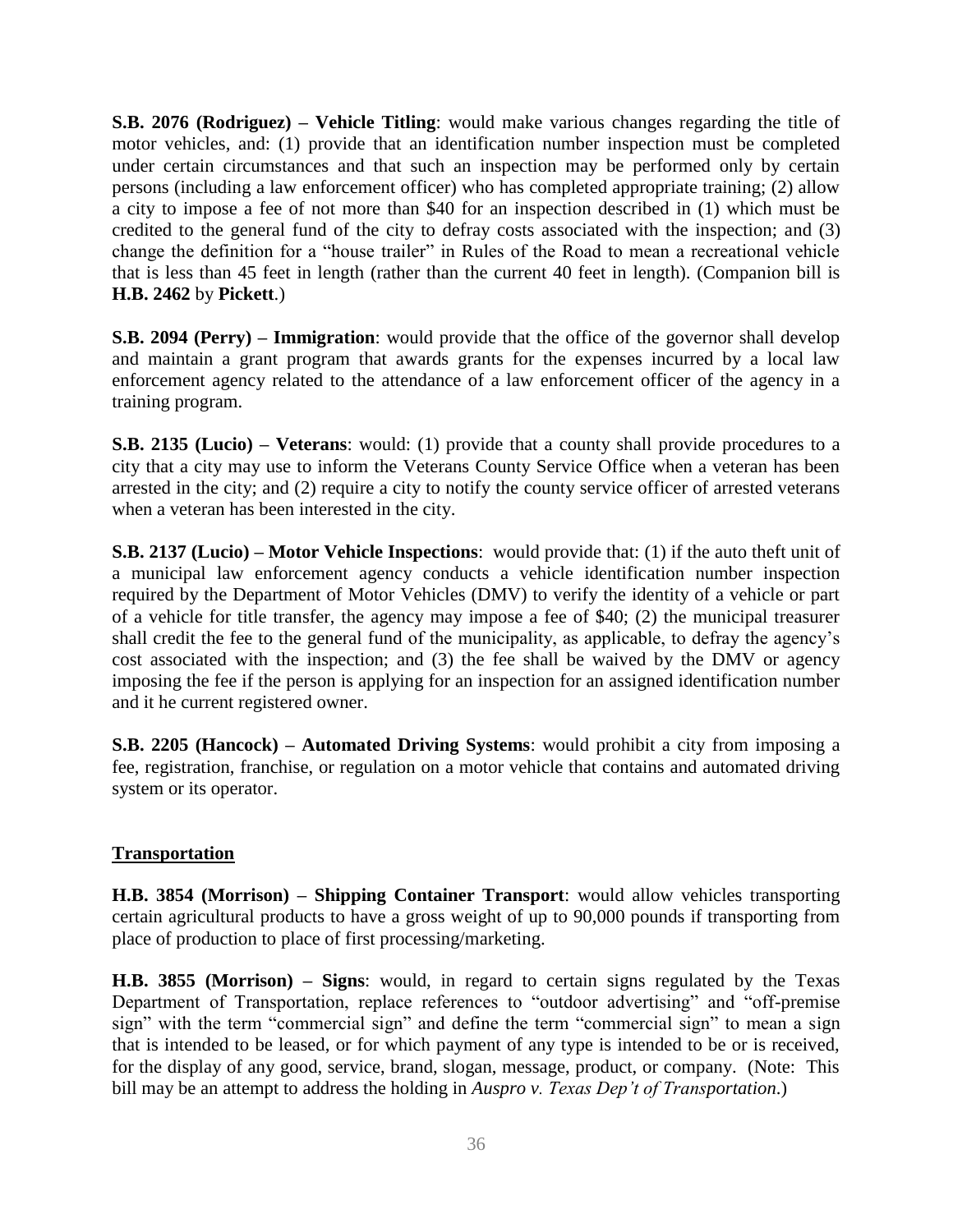**S.B. 2076 (Rodriguez) – Vehicle Titling**: would make various changes regarding the title of motor vehicles, and: (1) provide that an identification number inspection must be completed under certain circumstances and that such an inspection may be performed only by certain persons (including a law enforcement officer) who has completed appropriate training; (2) allow a city to impose a fee of not more than $40 for an inspection described in (1) which must be credited to the general fund of the city to defray costs associated with the inspection; and (3) change the definition for a "house trailer" in Rules of the Road to mean a recreational vehicle that is less than 45 feet in length (rather than the current 40 feet in length). (Companion bill is **H.B. 2462** by **Pickett**.)

**S.B. 2094 (Perry) – Immigration**: would provide that the office of the governor shall develop and maintain a grant program that awards grants for the expenses incurred by a local law enforcement agency related to the attendance of a law enforcement officer of the agency in a training program.

**S.B. 2135 (Lucio) – Veterans**: would: (1) provide that a county shall provide procedures to a city that a city may use to inform the Veterans County Service Office when a veteran has been arrested in the city; and (2) require a city to notify the county service officer of arrested veterans when a veteran has been interested in the city.

**S.B. 2137 (Lucio) – Motor Vehicle Inspections**: would provide that: (1) if the auto theft unit of a municipal law enforcement agency conducts a vehicle identification number inspection required by the Department of Motor Vehicles (DMV) to verify the identity of a vehicle or part of a vehicle for title transfer, the agency may impose a fee of $40; (2) the municipal treasurer shall credit the fee to the general fund of the municipality, as applicable, to defray the agency's cost associated with the inspection; and (3) the fee shall be waived by the DMV or agency imposing the fee if the person is applying for an inspection for an assigned identification number and it he current registered owner.

**S.B. 2205 (Hancock) – Automated Driving Systems**: would prohibit a city from imposing a fee, registration, franchise, or regulation on a motor vehicle that contains and automated driving system or its operator.

## Transportation

**H.B. 3854 (Morrison) – Shipping Container Transport**: would allow vehicles transporting certain agricultural products to have a gross weight of up to 90,000 pounds if transporting from place of production to place of first processing/marketing.

**H.B. 3855 (Morrison) – Signs**: would, in regard to certain signs regulated by the Texas Department of Transportation, replace references to "outdoor advertising" and "off-premise sign" with the term "commercial sign" and define the term "commercial sign" to mean a sign that is intended to be leased, or for which payment of any type is intended to be or is received, for the display of any good, service, brand, slogan, message, product, or company. (Note: This bill may be an attempt to address the holding in *Auspro v. Texas Dep't of Transportation*.)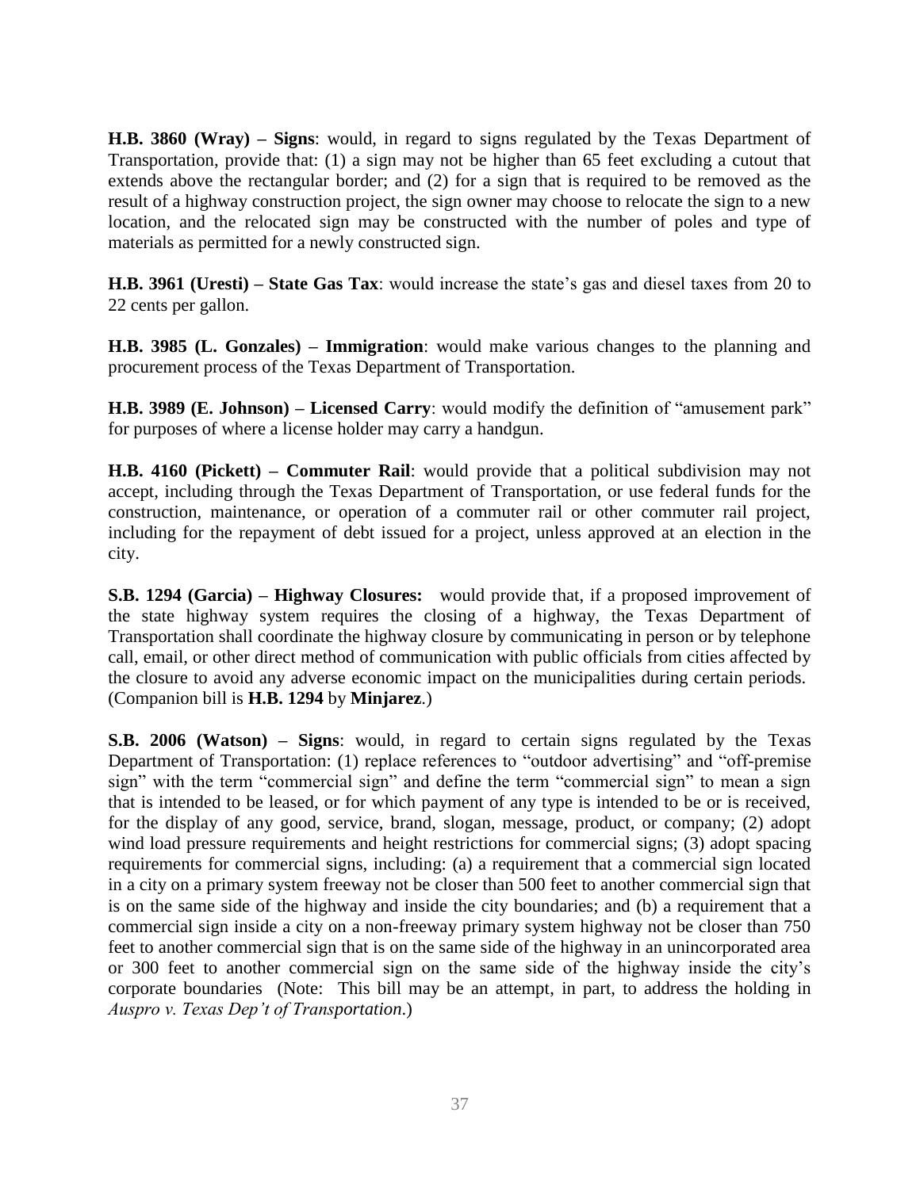**H.B. 3860 (Wray) – Signs**: would, in regard to signs regulated by the Texas Department of Transportation, provide that: (1) a sign may not be higher than 65 feet excluding a cutout that extends above the rectangular border; and (2) for a sign that is required to be removed as the result of a highway construction project, the sign owner may choose to relocate the sign to a new location, and the relocated sign may be constructed with the number of poles and type of materials as permitted for a newly constructed sign.

**H.B. 3961 (Uresti) – State Gas Tax**: would increase the state's gas and diesel taxes from 20 to 22 cents per gallon.

**H.B. 3985 (L. Gonzales) – Immigration**: would make various changes to the planning and procurement process of the Texas Department of Transportation.

**H.B. 3989 (E. Johnson) – Licensed Carry**: would modify the definition of "amusement park" for purposes of where a license holder may carry a handgun.

**H.B. 4160 (Pickett) – Commuter Rail**: would provide that a political subdivision may not accept, including through the Texas Department of Transportation, or use federal funds for the construction, maintenance, or operation of a commuter rail or other commuter rail project, including for the repayment of debt issued for a project, unless approved at an election in the city.

**S.B. 1294 (Garcia) – Highway Closures:** would provide that, if a proposed improvement of the state highway system requires the closing of a highway, the Texas Department of Transportation shall coordinate the highway closure by communicating in person or by telephone call, email, or other direct method of communication with public officials from cities affected by the closure to avoid any adverse economic impact on the municipalities during certain periods. (Companion bill is **H.B. 1294** by **Minjarez**.)

**S.B. 2006 (Watson) – Signs**: would, in regard to certain signs regulated by the Texas Department of Transportation: (1) replace references to "outdoor advertising" and "off-premise sign" with the term "commercial sign" and define the term "commercial sign" to mean a sign that is intended to be leased, or for which payment of any type is intended to be or is received, for the display of any good, service, brand, slogan, message, product, or company; (2) adopt wind load pressure requirements and height restrictions for commercial signs; (3) adopt spacing requirements for commercial signs, including: (a) a requirement that a commercial sign located in a city on a primary system freeway not be closer than 500 feet to another commercial sign that is on the same side of the highway and inside the city boundaries; and (b) a requirement that a commercial sign inside a city on a non-freeway primary system highway not be closer than 750 feet to another commercial sign that is on the same side of the highway in an unincorporated area or 300 feet to another commercial sign on the same side of the highway inside the city's corporate boundaries (Note: This bill may be an attempt, in part, to address the holding in *Auspro v. Texas Dep't of Transportation.*)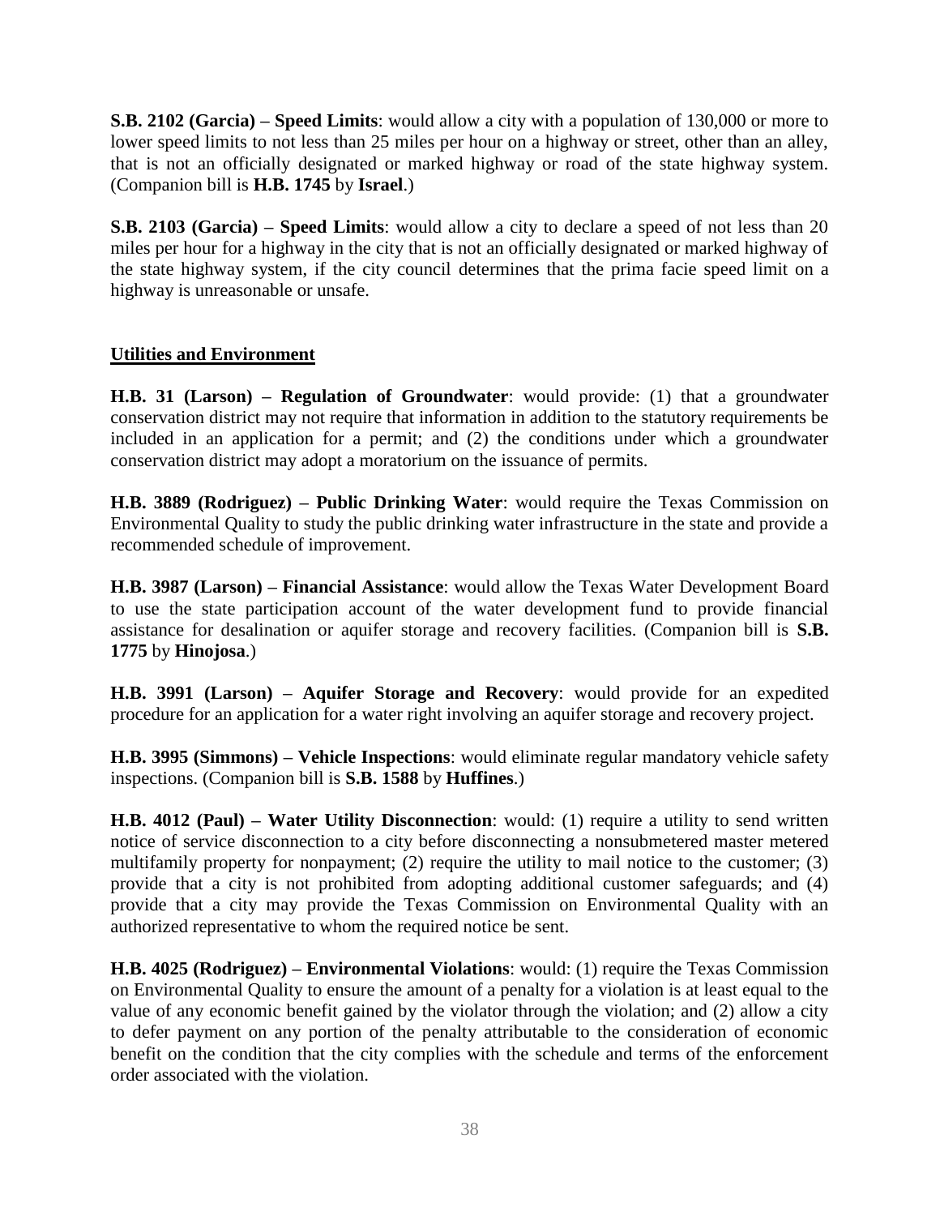**S.B. 2102 (Garcia) – Speed Limits**: would allow a city with a population of 130,000 or more to lower speed limits to not less than 25 miles per hour on a highway or street, other than an alley, that is not an officially designated or marked highway or road of the state highway system. (Companion bill is **H.B. 1745** by **Israel**.)

**S.B. 2103 (Garcia) – Speed Limits**: would allow a city to declare a speed of not less than 20 miles per hour for a highway in the city that is not an officially designated or marked highway of the state highway system, if the city council determines that the prima facie speed limit on a highway is unreasonable or unsafe.

## Utilities and Environment

**H.B. 31 (Larson) – Regulation of Groundwater**: would provide: (1) that a groundwater conservation district may not require that information in addition to the statutory requirements be included in an application for a permit; and (2) the conditions under which a groundwater conservation district may adopt a moratorium on the issuance of permits.

**H.B. 3889 (Rodriguez) – Public Drinking Water**: would require the Texas Commission on Environmental Quality to study the public drinking water infrastructure in the state and provide a recommended schedule of improvement.

**H.B. 3987 (Larson) – Financial Assistance**: would allow the Texas Water Development Board to use the state participation account of the water development fund to provide financial assistance for desalination or aquifer storage and recovery facilities. (Companion bill is **S.B. 1775** by **Hinojosa**.)

**H.B. 3991 (Larson) – Aquifer Storage and Recovery**: would provide for an expedited procedure for an application for a water right involving an aquifer storage and recovery project.

**H.B. 3995 (Simmons) – Vehicle Inspections**: would eliminate regular mandatory vehicle safety inspections. (Companion bill is **S.B. 1588** by **Huffines**.)

**H.B. 4012 (Paul) – Water Utility Disconnection**: would: (1) require a utility to send written notice of service disconnection to a city before disconnecting a nonsubmetered master metered multifamily property for nonpayment; (2) require the utility to mail notice to the customer; (3) provide that a city is not prohibited from adopting additional customer safeguards; and (4) provide that a city may provide the Texas Commission on Environmental Quality with an authorized representative to whom the required notice be sent.

**H.B. 4025 (Rodriguez) – Environmental Violations**: would: (1) require the Texas Commission on Environmental Quality to ensure the amount of a penalty for a violation is at least equal to the value of any economic benefit gained by the violator through the violation; and (2) allow a city to defer payment on any portion of the penalty attributable to the consideration of economic benefit on the condition that the city complies with the schedule and terms of the enforcement order associated with the violation.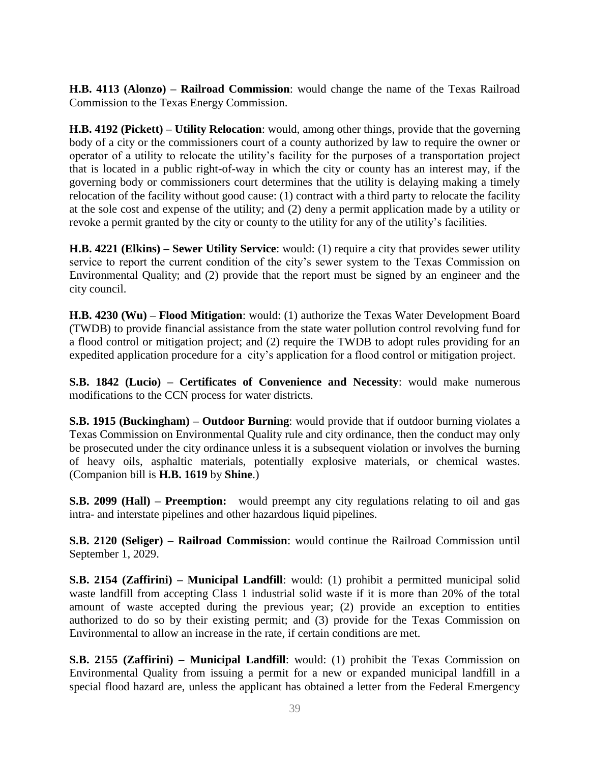**H.B. 4113 (Alonzo) – Railroad Commission**: would change the name of the Texas Railroad Commission to the Texas Energy Commission.

**H.B. 4192 (Pickett) – Utility Relocation**: would, among other things, provide that the governing body of a city or the commissioners court of a county authorized by law to require the owner or operator of a utility to relocate the utility's facility for the purposes of a transportation project that is located in a public right-of-way in which the city or county has an interest may, if the governing body or commissioners court determines that the utility is delaying making a timely relocation of the facility without good cause: (1) contract with a third party to relocate the facility at the sole cost and expense of the utility; and (2) deny a permit application made by a utility or revoke a permit granted by the city or county to the utility for any of the utility's facilities.

**H.B. 4221 (Elkins) – Sewer Utility Service**: would: (1) require a city that provides sewer utility service to report the current condition of the city's sewer system to the Texas Commission on Environmental Quality; and (2) provide that the report must be signed by an engineer and the city council.

**H.B. 4230 (Wu) – Flood Mitigation**: would: (1) authorize the Texas Water Development Board (TWDB) to provide financial assistance from the state water pollution control revolving fund for a flood control or mitigation project; and (2) require the TWDB to adopt rules providing for an expedited application procedure for a city's application for a flood control or mitigation project.

**S.B. 1842 (Lucio) – Certificates of Convenience and Necessity**: would make numerous modifications to the CCN process for water districts.

**S.B. 1915 (Buckingham) – Outdoor Burning**: would provide that if outdoor burning violates a Texas Commission on Environmental Quality rule and city ordinance, then the conduct may only be prosecuted under the city ordinance unless it is a subsequent violation or involves the burning of heavy oils, asphaltic materials, potentially explosive materials, or chemical wastes. (Companion bill is **H.B. 1619** by **Shine**.)

**S.B. 2099 (Hall) – Preemption:** would preempt any city regulations relating to oil and gas intra- and interstate pipelines and other hazardous liquid pipelines.

**S.B. 2120 (Seliger) – Railroad Commission**: would continue the Railroad Commission until September 1, 2029.

**S.B. 2154 (Zaffirini) – Municipal Landfill**: would: (1) prohibit a permitted municipal solid waste landfill from accepting Class 1 industrial solid waste if it is more than 20% of the total amount of waste accepted during the previous year; (2) provide an exception to entities authorized to do so by their existing permit; and (3) provide for the Texas Commission on Environmental to allow an increase in the rate, if certain conditions are met.

**S.B. 2155 (Zaffirini) – Municipal Landfill**: would: (1) prohibit the Texas Commission on Environmental Quality from issuing a permit for a new or expanded municipal landfill in a special flood hazard are, unless the applicant has obtained a letter from the Federal Emergency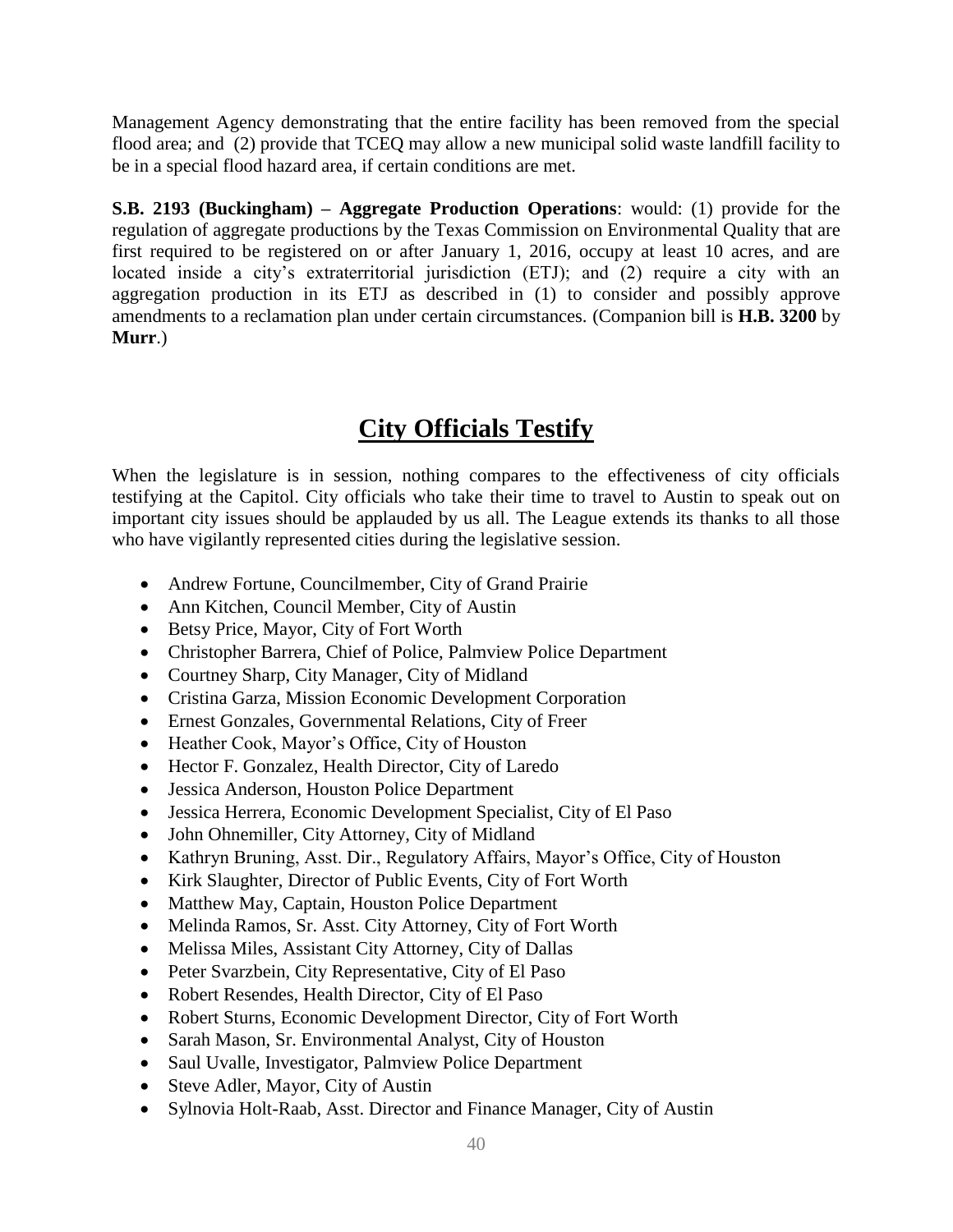Management Agency demonstrating that the entire facility has been removed from the special flood area; and (2) provide that TCEQ may allow a new municipal solid waste landfill facility to be in a special flood hazard area, if certain conditions are met.

**S.B. 2193 (Buckingham) – Aggregate Production Operations**: would: (1) provide for the regulation of aggregate productions by the Texas Commission on Environmental Quality that are first required to be registered on or after January 1, 2016, occupy at least 10 acres, and are located inside a city's extraterritorial jurisdiction (ETJ); and (2) require a city with an aggregation production in its ETJ as described in (1) to consider and possibly approve amendments to a reclamation plan under certain circumstances. (Companion bill is **H.B. 3200** by **Murr**.)

## City Officials Testify

When the legislature is in session, nothing compares to the effectiveness of city officials testifying at the Capitol. City officials who take their time to travel to Austin to speak out on important city issues should be applauded by us all. The League extends its thanks to all those who have vigilantly represented cities during the legislative session.

- Andrew Fortune, Councilmember, City of Grand Prairie
- Ann Kitchen, Council Member, City of Austin
- Betsy Price, Mayor, City of Fort Worth
- Christopher Barrera, Chief of Police, Palmview Police Department
- Courtney Sharp, City Manager, City of Midland
- Cristina Garza, Mission Economic Development Corporation
- Ernest Gonzales, Governmental Relations, City of Freer
- Heather Cook, Mayor's Office, City of Houston
- Hector F. Gonzalez, Health Director, City of Laredo
- Jessica Anderson, Houston Police Department
- Jessica Herrera, Economic Development Specialist, City of El Paso
- John Ohnemiller, City Attorney, City of Midland
- Kathryn Bruning, Asst. Dir., Regulatory Affairs, Mayor's Office, City of Houston
- Kirk Slaughter, Director of Public Events, City of Fort Worth
- Matthew May, Captain, Houston Police Department
- Melinda Ramos, Sr. Asst. City Attorney, City of Fort Worth
- Melissa Miles, Assistant City Attorney, City of Dallas
- Peter Svarzbein, City Representative, City of El Paso
- Robert Resendes, Health Director, City of El Paso
- Robert Sturns, Economic Development Director, City of Fort Worth
- Sarah Mason, Sr. Environmental Analyst, City of Houston
- Saul Uvalle, Investigator, Palmview Police Department
- Steve Adler, Mayor, City of Austin
- Sylnovia Holt-Raab, Asst. Director and Finance Manager, City of Austin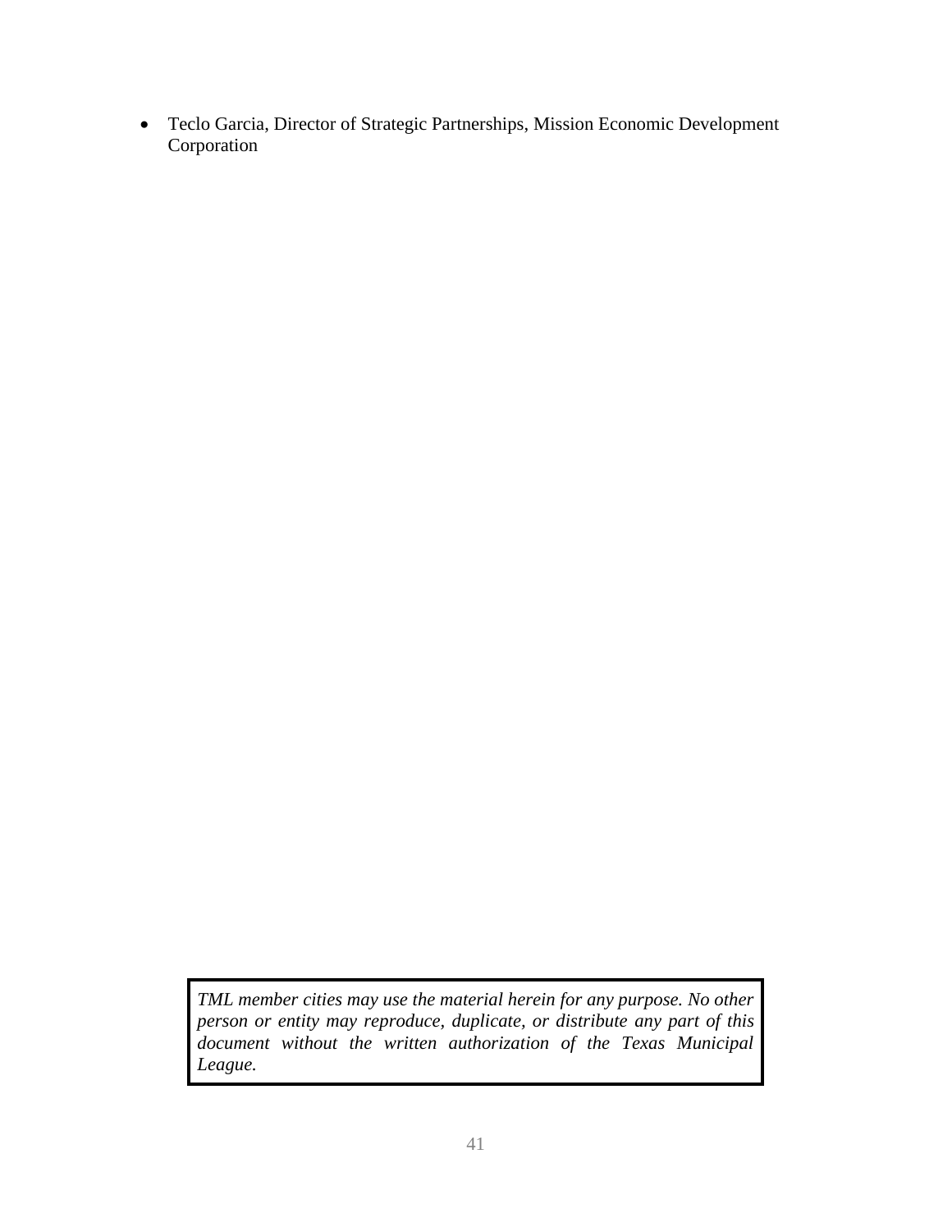- Teclo Garcia, Director of Strategic Partnerships, Mission Economic Development Corporation

*TML member cities may use the material herein for any purpose. No other person or entity may reproduce, duplicate, or distribute any part of this document without the written authorization of the Texas Municipal League.*